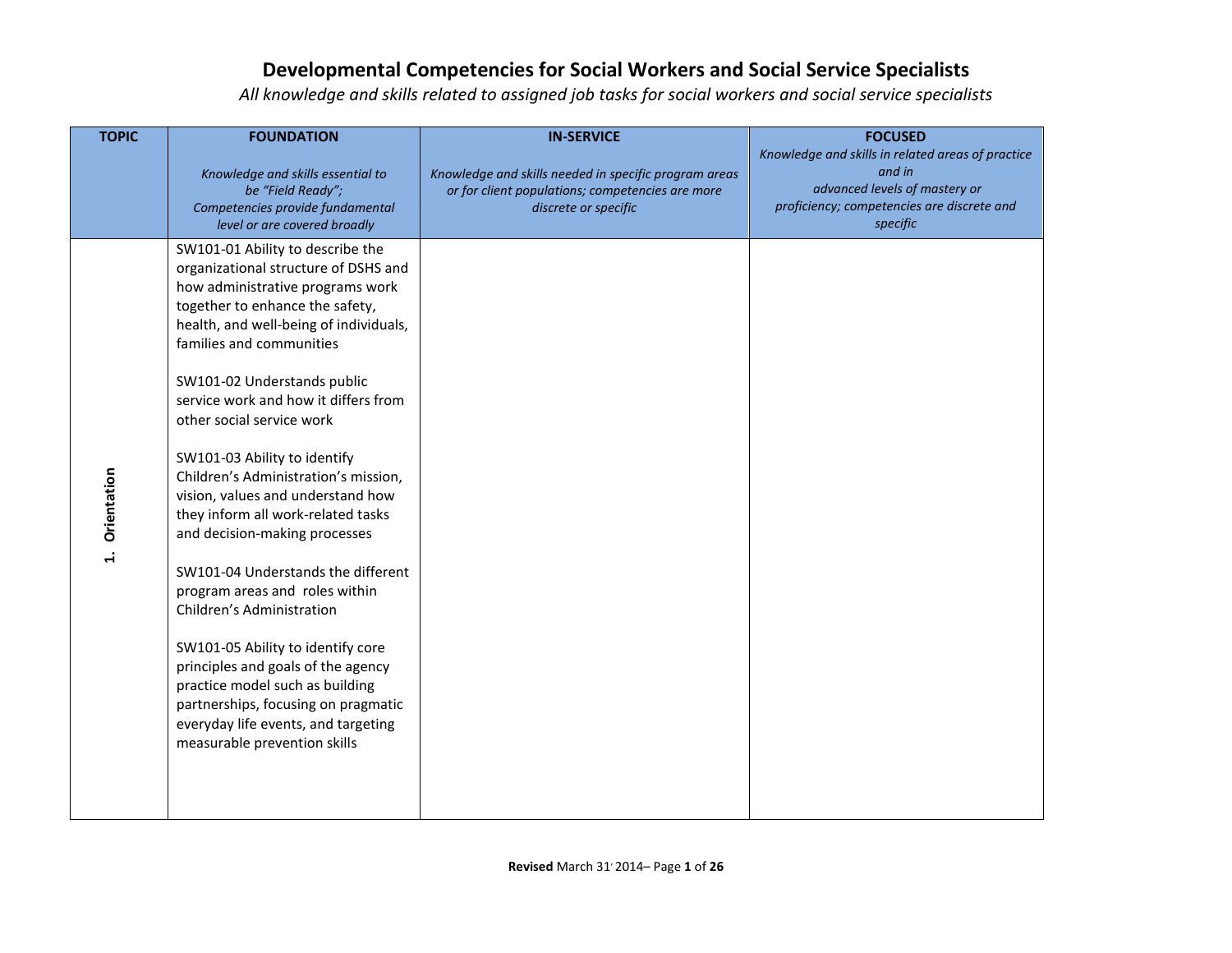# Developmental Competencies for Social Workers and Social Service Specialists

*All knowledge and skills related to assigned job tasks for social workers and social service specialists*

| TOPIC | FOUNDATION<br>*Knowledge and skills essential to be "Field Ready"; Competencies provide fundamental level or are covered broadly* | IN-SERVICE<br>*Knowledge and skills needed in specific program areas or for client populations; competencies are more discrete or specific* | FOCUSED<br>*Knowledge and skills in related areas of practice and in advanced levels of mastery or proficiency; competencies are discrete and specific* |
|---|---|---|---|
| **1. Orientation** | SW101-01 Ability to describe the organizational structure of DSHS and how administrative programs work together to enhance the safety, health, and well-being of individuals, families and communities<br><br>SW101-02 Understands public service work and how it differs from other social service work<br><br>SW101-03 Ability to identify Children's Administration's mission, vision, values and understand how they inform all work-related tasks and decision-making processes<br><br>SW101-04 Understands the different program areas and roles within Children's Administration<br><br>SW101-05 Ability to identify core principles and goals of the agency practice model such as building partnerships, focusing on pragmatic everyday life events, and targeting measurable prevention skills | | |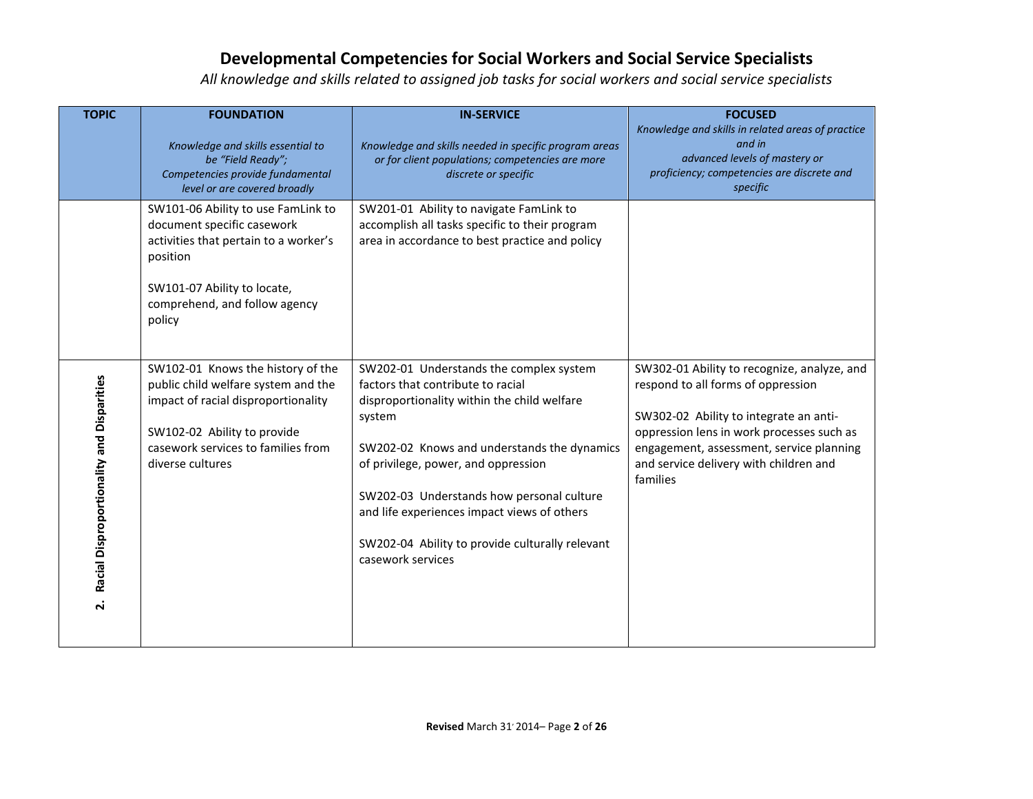# Developmental Competencies for Social Workers and Social Service Specialists

*All knowledge and skills related to assigned job tasks for social workers and social service specialists*

| TOPIC | FOUNDATION<br>*Knowledge and skills essential to be "Field Ready"; Competencies provide fundamental level or are covered broadly* | IN-SERVICE<br>*Knowledge and skills needed in specific program areas or for client populations; competencies are more discrete or specific* | FOCUSED<br>*Knowledge and skills in related areas of practice and in advanced levels of mastery or proficiency; competencies are discrete and specific* |
|---|---|---|---|
| | SW101-06 Ability to use FamLink to document specific casework activities that pertain to a worker's position<br><br>SW101-07 Ability to locate, comprehend, and follow agency policy | SW201-01 Ability to navigate FamLink to accomplish all tasks specific to their program area in accordance to best practice and policy | |
| **2. Racial Disproportionality and Disparities** | SW102-01 Knows the history of the public child welfare system and the impact of racial disproportionality<br><br>SW102-02 Ability to provide casework services to families from diverse cultures | SW202-01 Understands the complex system factors that contribute to racial disproportionality within the child welfare system<br><br>SW202-02 Knows and understands the dynamics of privilege, power, and oppression<br><br>SW202-03 Understands how personal culture and life experiences impact views of others<br><br>SW202-04 Ability to provide culturally relevant casework services | SW302-01 Ability to recognize, analyze, and respond to all forms of oppression<br><br>SW302-02 Ability to integrate an anti-oppression lens in work processes such as engagement, assessment, service planning and service delivery with children and families |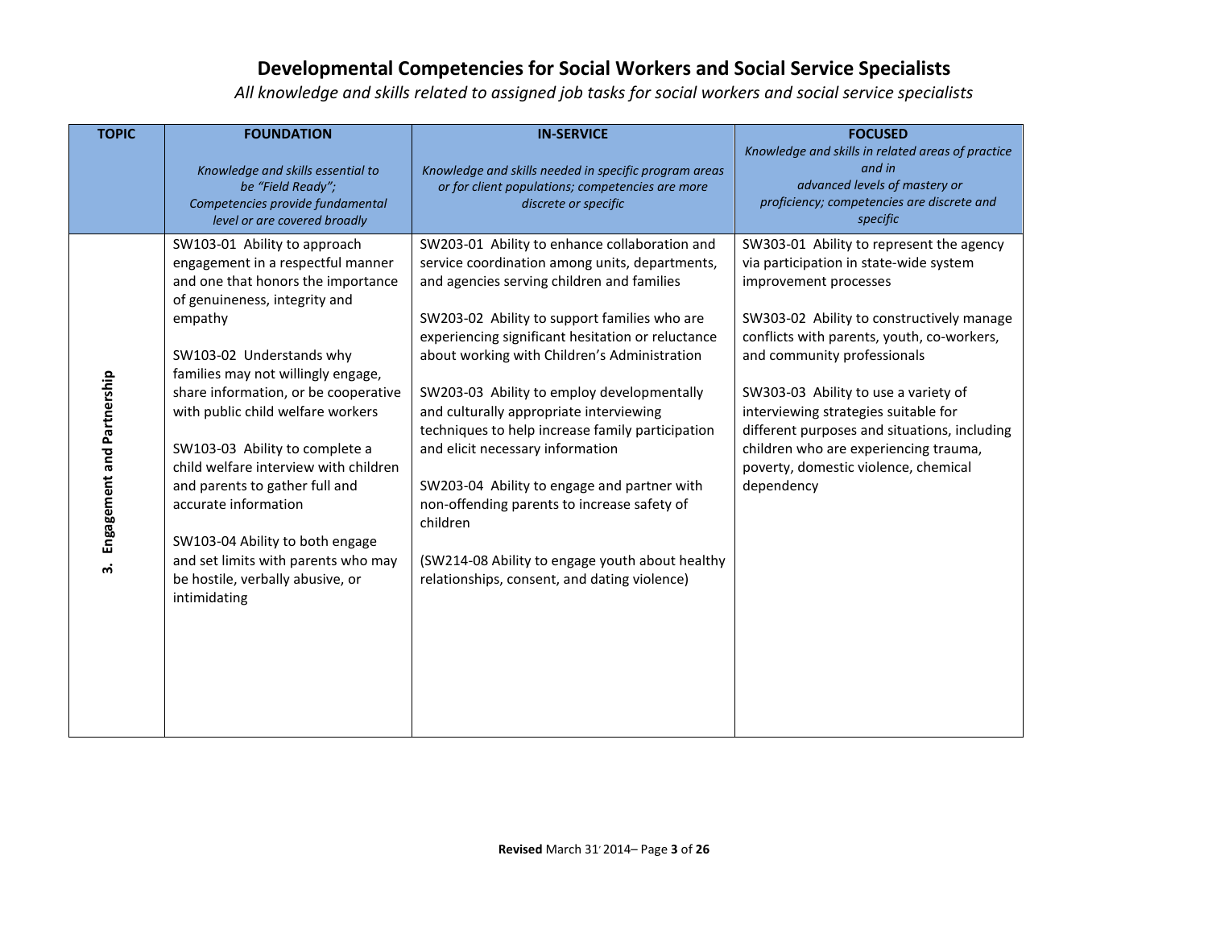# Developmental Competencies for Social Workers and Social Service Specialists

*All knowledge and skills related to assigned job tasks for social workers and social service specialists*

| TOPIC | FOUNDATION<br>*Knowledge and skills essential to be "Field Ready"; Competencies provide fundamental level or are covered broadly* | IN-SERVICE<br>*Knowledge and skills needed in specific program areas or for client populations; competencies are more discrete or specific* | FOCUSED<br>*Knowledge and skills in related areas of practice and in advanced levels of mastery or proficiency; competencies are discrete and specific* |
|---|---|---|---|
| **3. Engagement and Partnership** | SW103-01 Ability to approach engagement in a respectful manner and one that honors the importance of genuineness, integrity and empathy<br><br>SW103-02 Understands why families may not willingly engage, share information, or be cooperative with public child welfare workers<br><br>SW103-03 Ability to complete a child welfare interview with children and parents to gather full and accurate information<br><br>SW103-04 Ability to both engage and set limits with parents who may be hostile, verbally abusive, or intimidating | SW203-01 Ability to enhance collaboration and service coordination among units, departments, and agencies serving children and families<br><br>SW203-02 Ability to support families who are experiencing significant hesitation or reluctance about working with Children's Administration<br><br>SW203-03 Ability to employ developmentally and culturally appropriate interviewing techniques to help increase family participation and elicit necessary information<br><br>SW203-04 Ability to engage and partner with non-offending parents to increase safety of children<br><br>(SW214-08 Ability to engage youth about healthy relationships, consent, and dating violence) | SW303-01 Ability to represent the agency via participation in state-wide system improvement processes<br><br>SW303-02 Ability to constructively manage conflicts with parents, youth, co-workers, and community professionals<br><br>SW303-03 Ability to use a variety of interviewing strategies suitable for different purposes and situations, including children who are experiencing trauma, poverty, domestic violence, chemical dependency |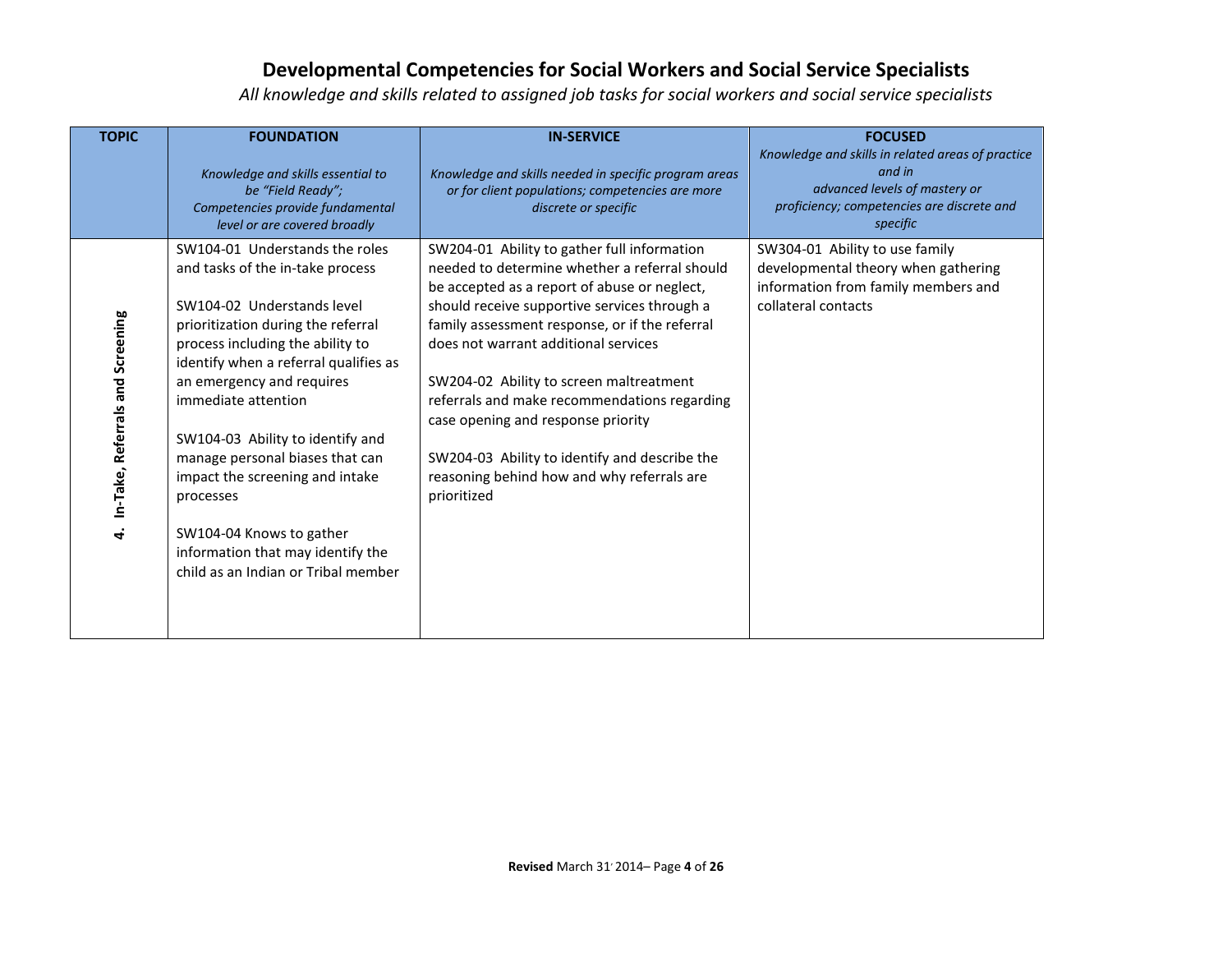# Developmental Competencies for Social Workers and Social Service Specialists

*All knowledge and skills related to assigned job tasks for social workers and social service specialists*

| TOPIC | FOUNDATION<br>*Knowledge and skills essential to be "Field Ready"; Competencies provide fundamental level or are covered broadly* | IN-SERVICE<br>*Knowledge and skills needed in specific program areas or for client populations; competencies are more discrete or specific* | FOCUSED<br>*Knowledge and skills in related areas of practice and in advanced levels of mastery or proficiency; competencies are discrete and specific* |
|---|---|---|---|
| **4. In-Take, Referrals and Screening** | SW104-01 Understands the roles and tasks of the in-take process<br><br>SW104-02 Understands level prioritization during the referral process including the ability to identify when a referral qualifies as an emergency and requires immediate attention<br><br>SW104-03 Ability to identify and manage personal biases that can impact the screening and intake processes<br><br>SW104-04 Knows to gather information that may identify the child as an Indian or Tribal member | SW204-01 Ability to gather full information needed to determine whether a referral should be accepted as a report of abuse or neglect, should receive supportive services through a family assessment response, or if the referral does not warrant additional services<br><br>SW204-02 Ability to screen maltreatment referrals and make recommendations regarding case opening and response priority<br><br>SW204-03 Ability to identify and describe the reasoning behind how and why referrals are prioritized | SW304-01 Ability to use family developmental theory when gathering information from family members and collateral contacts |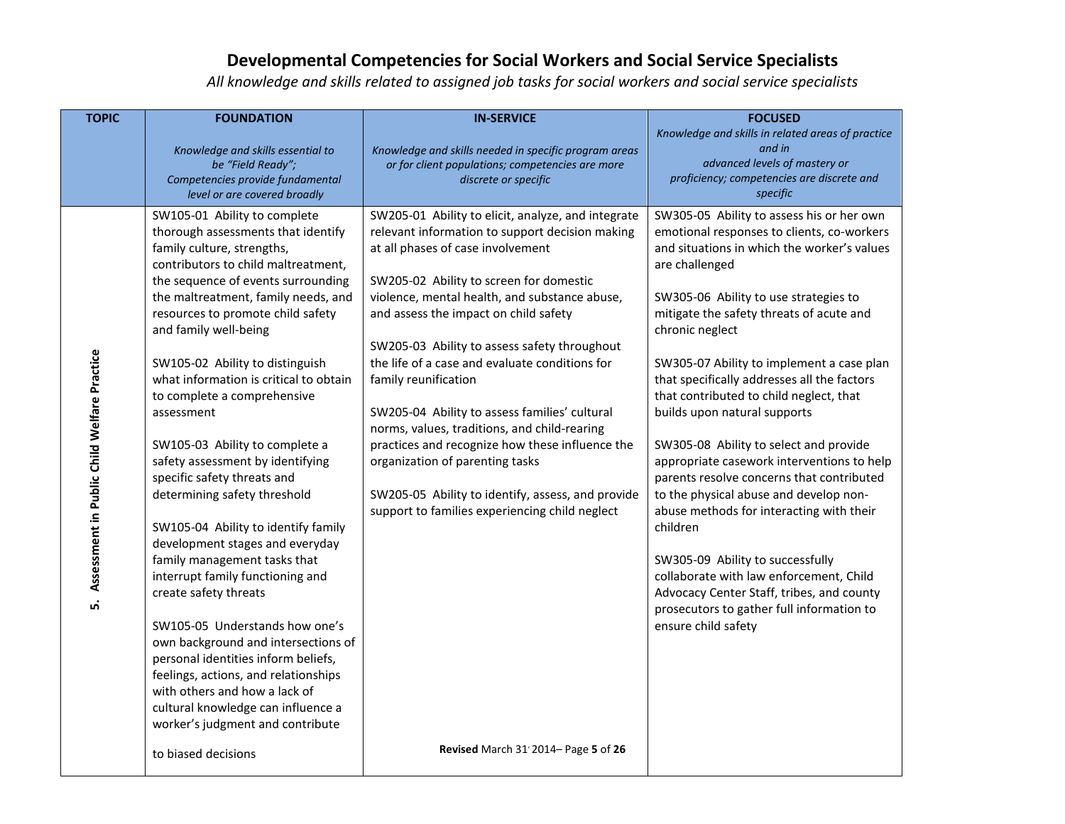# Developmental Competencies for Social Workers and Social Service Specialists

*All knowledge and skills related to assigned job tasks for social workers and social service specialists*

| TOPIC | FOUNDATION<br>*Knowledge and skills essential to be "Field Ready"; Competencies provide fundamental level or are covered broadly* | IN-SERVICE<br>*Knowledge and skills needed in specific program areas or for client populations; competencies are more discrete or specific* | FOCUSED<br>*Knowledge and skills in related areas of practice and in advanced levels of mastery or proficiency; competencies are discrete and specific* |
|---|---|---|---|
| **5. Assessment in Public Child Welfare Practice** | SW105-01 Ability to complete thorough assessments that identify family culture, strengths, contributors to child maltreatment, the sequence of events surrounding the maltreatment, family needs, and resources to promote child safety and family well-being<br><br>SW105-02 Ability to distinguish what information is critical to obtain to complete a comprehensive assessment<br><br>SW105-03 Ability to complete a safety assessment by identifying specific safety threats and determining safety threshold<br><br>SW105-04 Ability to identify family development stages and everyday family management tasks that interrupt family functioning and create safety threats<br><br>SW105-05 Understands how one's own background and intersections of personal identities inform beliefs, feelings, actions, and relationships with others and how a lack of cultural knowledge can influence a worker's judgment and contribute to biased decisions | SW205-01 Ability to elicit, analyze, and integrate relevant information to support decision making at all phases of case involvement<br><br>SW205-02 Ability to screen for domestic violence, mental health, and substance abuse, and assess the impact on child safety<br><br>SW205-03 Ability to assess safety throughout the life of a case and evaluate conditions for family reunification<br><br>SW205-04 Ability to assess families' cultural norms, values, traditions, and child-rearing practices and recognize how these influence the organization of parenting tasks<br><br>SW205-05 Ability to identify, assess, and provide support to families experiencing child neglect | SW305-05 Ability to assess his or her own emotional responses to clients, co-workers and situations in which the worker's values are challenged<br><br>SW305-06 Ability to use strategies to mitigate the safety threats of acute and chronic neglect<br><br>SW305-07 Ability to implement a case plan that specifically addresses all the factors that contributed to child neglect, that builds upon natural supports<br><br>SW305-08 Ability to select and provide appropriate casework interventions to help parents resolve concerns that contributed to the physical abuse and develop non-abuse methods for interacting with their children<br><br>SW305-09 Ability to successfully collaborate with law enforcement, Child Advocacy Center Staff, tribes, and county prosecutors to gather full information to ensure child safety |

**Revised** March 31, 2014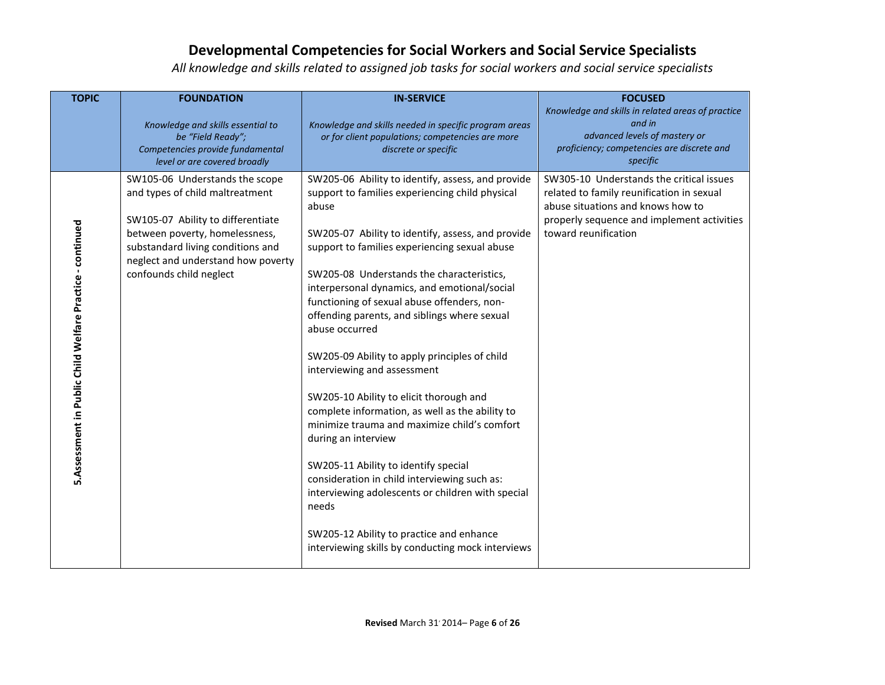# Developmental Competencies for Social Workers and Social Service Specialists

*All knowledge and skills related to assigned job tasks for social workers and social service specialists*

| TOPIC | FOUNDATION<br>*Knowledge and skills essential to be "Field Ready"; Competencies provide fundamental level or are covered broadly* | IN-SERVICE<br>*Knowledge and skills needed in specific program areas or for client populations; competencies are more discrete or specific* | FOCUSED<br>*Knowledge and skills in related areas of practice and in advanced levels of mastery or proficiency; competencies are discrete and specific* |
|---|---|---|---|
| **5.Assessment in Public Child Welfare Practice - continued** | SW105-06 Understands the scope and types of child maltreatment<br><br>SW105-07 Ability to differentiate between poverty, homelessness, substandard living conditions and neglect and understand how poverty confounds child neglect | SW205-06 Ability to identify, assess, and provide support to families experiencing child physical abuse<br><br>SW205-07 Ability to identify, assess, and provide support to families experiencing sexual abuse<br><br>SW205-08 Understands the characteristics, interpersonal dynamics, and emotional/social functioning of sexual abuse offenders, non-offending parents, and siblings where sexual abuse occurred<br><br>SW205-09 Ability to apply principles of child interviewing and assessment<br><br>SW205-10 Ability to elicit thorough and complete information, as well as the ability to minimize trauma and maximize child's comfort during an interview<br><br>SW205-11 Ability to identify special consideration in child interviewing such as: interviewing adolescents or children with special needs<br><br>SW205-12 Ability to practice and enhance interviewing skills by conducting mock interviews | SW305-10 Understands the critical issues related to family reunification in sexual abuse situations and knows how to properly sequence and implement activities toward reunification |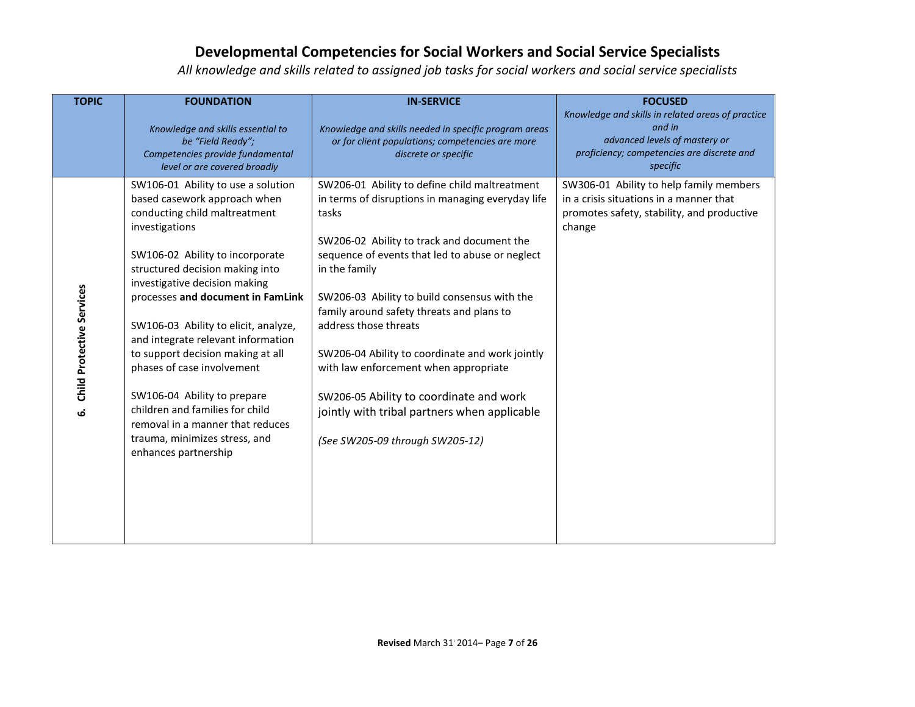# Developmental Competencies for Social Workers and Social Service Specialists

*All knowledge and skills related to assigned job tasks for social workers and social service specialists*

| TOPIC | FOUNDATION<br>*Knowledge and skills essential to be "Field Ready"; Competencies provide fundamental level or are covered broadly* | IN-SERVICE<br>*Knowledge and skills needed in specific program areas or for client populations; competencies are more discrete or specific* | FOCUSED<br>*Knowledge and skills in related areas of practice and in advanced levels of mastery or proficiency; competencies are discrete and specific* |
|---|---|---|---|
| **6. Child Protective Services** | SW106-01 Ability to use a solution based casework approach when conducting child maltreatment investigations<br><br>SW106-02 Ability to incorporate structured decision making into investigative decision making processes **and document in FamLink**<br><br>SW106-03 Ability to elicit, analyze, and integrate relevant information to support decision making at all phases of case involvement<br><br>SW106-04 Ability to prepare children and families for child removal in a manner that reduces trauma, minimizes stress, and enhances partnership | SW206-01 Ability to define child maltreatment in terms of disruptions in managing everyday life tasks<br><br>SW206-02 Ability to track and document the sequence of events that led to abuse or neglect in the family<br><br>SW206-03 Ability to build consensus with the family around safety threats and plans to address those threats<br><br>SW206-04 Ability to coordinate and work jointly with law enforcement when appropriate<br><br>SW206-05 Ability to coordinate and work jointly with tribal partners when applicable<br><br>*(See SW205-09 through SW205-12)* | SW306-01 Ability to help family members in a crisis situations in a manner that promotes safety, stability, and productive change |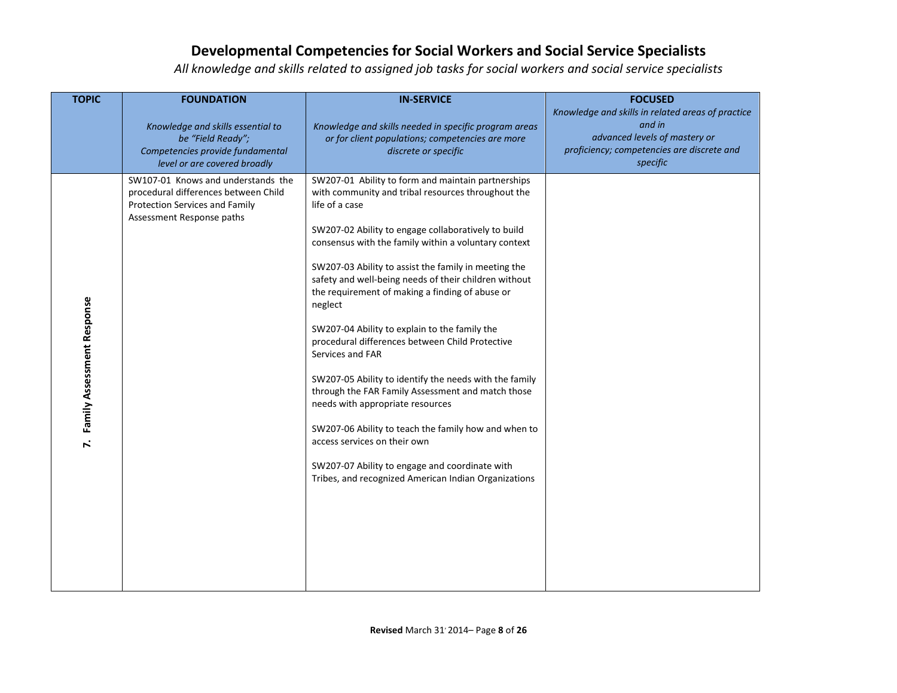# Developmental Competencies for Social Workers and Social Service Specialists

*All knowledge and skills related to assigned job tasks for social workers and social service specialists*

| TOPIC | FOUNDATION<br><br>*Knowledge and skills essential to be "Field Ready"; Competencies provide fundamental level or are covered broadly* | IN-SERVICE<br><br>*Knowledge and skills needed in specific program areas or for client populations; competencies are more discrete or specific* | FOCUSED<br><br>*Knowledge and skills in related areas of practice and in advanced levels of mastery or proficiency; competencies are discrete and specific* |
|---|---|---|---|
| **7. Family Assessment Response** | SW107-01 Knows and understands the procedural differences between Child Protection Services and Family Assessment Response paths | SW207-01 Ability to form and maintain partnerships with community and tribal resources throughout the life of a case<br><br>SW207-02 Ability to engage collaboratively to build consensus with the family within a voluntary context<br><br>SW207-03 Ability to assist the family in meeting the safety and well-being needs of their children without the requirement of making a finding of abuse or neglect<br><br>SW207-04 Ability to explain to the family the procedural differences between Child Protective Services and FAR<br><br>SW207-05 Ability to identify the needs with the family through the FAR Family Assessment and match those needs with appropriate resources<br><br>SW207-06 Ability to teach the family how and when to access services on their own<br><br>SW207-07 Ability to engage and coordinate with Tribes, and recognized American Indian Organizations | |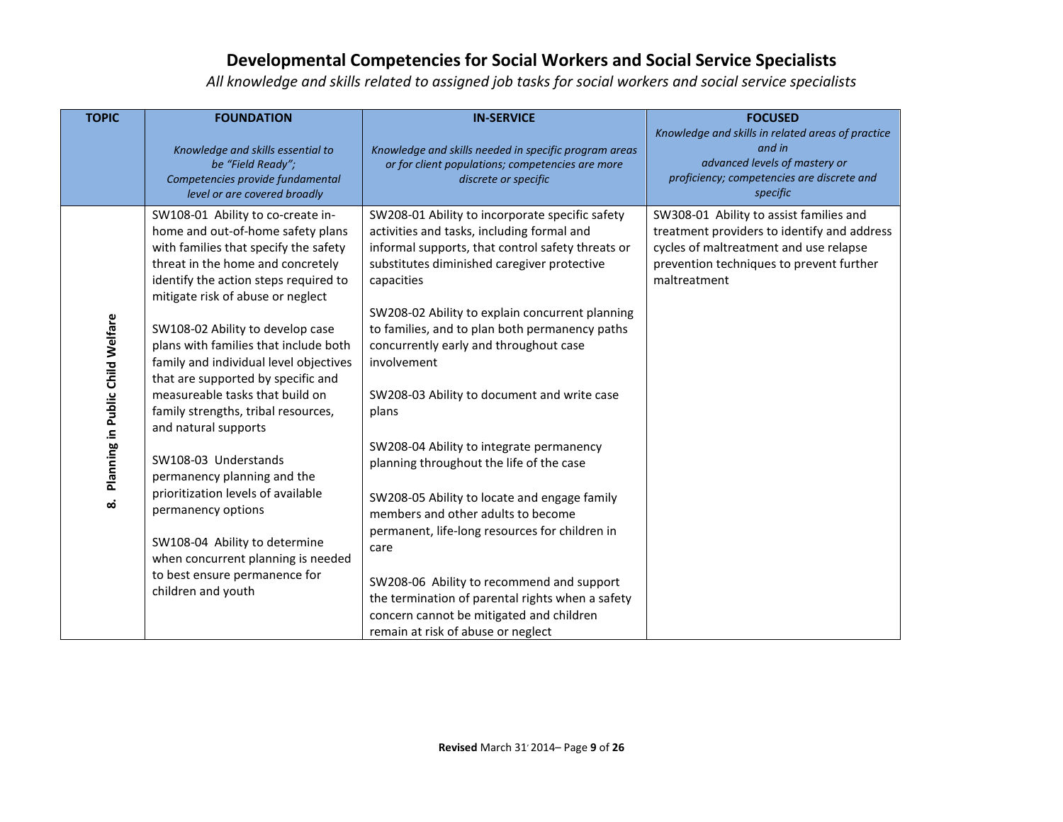# Developmental Competencies for Social Workers and Social Service Specialists

*All knowledge and skills related to assigned job tasks for social workers and social service specialists*

| TOPIC | FOUNDATION<br>*Knowledge and skills essential to be "Field Ready"; Competencies provide fundamental level or are covered broadly* | IN-SERVICE<br>*Knowledge and skills needed in specific program areas or for client populations; competencies are more discrete or specific* | FOCUSED<br>*Knowledge and skills in related areas of practice and in advanced levels of mastery or proficiency; competencies are discrete and specific* |
|---|---|---|---|
| **8. Planning in Public Child Welfare** | SW108-01 Ability to co-create in-home and out-of-home safety plans with families that specify the safety threat in the home and concretely identify the action steps required to mitigate risk of abuse or neglect<br><br>SW108-02 Ability to develop case plans with families that include both family and individual level objectives that are supported by specific and measureable tasks that build on family strengths, tribal resources, and natural supports<br><br>SW108-03 Understands permanency planning and the prioritization levels of available permanency options<br><br>SW108-04 Ability to determine when concurrent planning is needed to best ensure permanence for children and youth | SW208-01 Ability to incorporate specific safety activities and tasks, including formal and informal supports, that control safety threats or substitutes diminished caregiver protective capacities<br><br>SW208-02 Ability to explain concurrent planning to families, and to plan both permanency paths concurrently early and throughout case involvement<br><br>SW208-03 Ability to document and write case plans<br><br>SW208-04 Ability to integrate permanency planning throughout the life of the case<br><br>SW208-05 Ability to locate and engage family members and other adults to become permanent, life-long resources for children in care<br><br>SW208-06 Ability to recommend and support the termination of parental rights when a safety concern cannot be mitigated and children remain at risk of abuse or neglect | SW308-01 Ability to assist families and treatment providers to identify and address cycles of maltreatment and use relapse prevention techniques to prevent further maltreatment |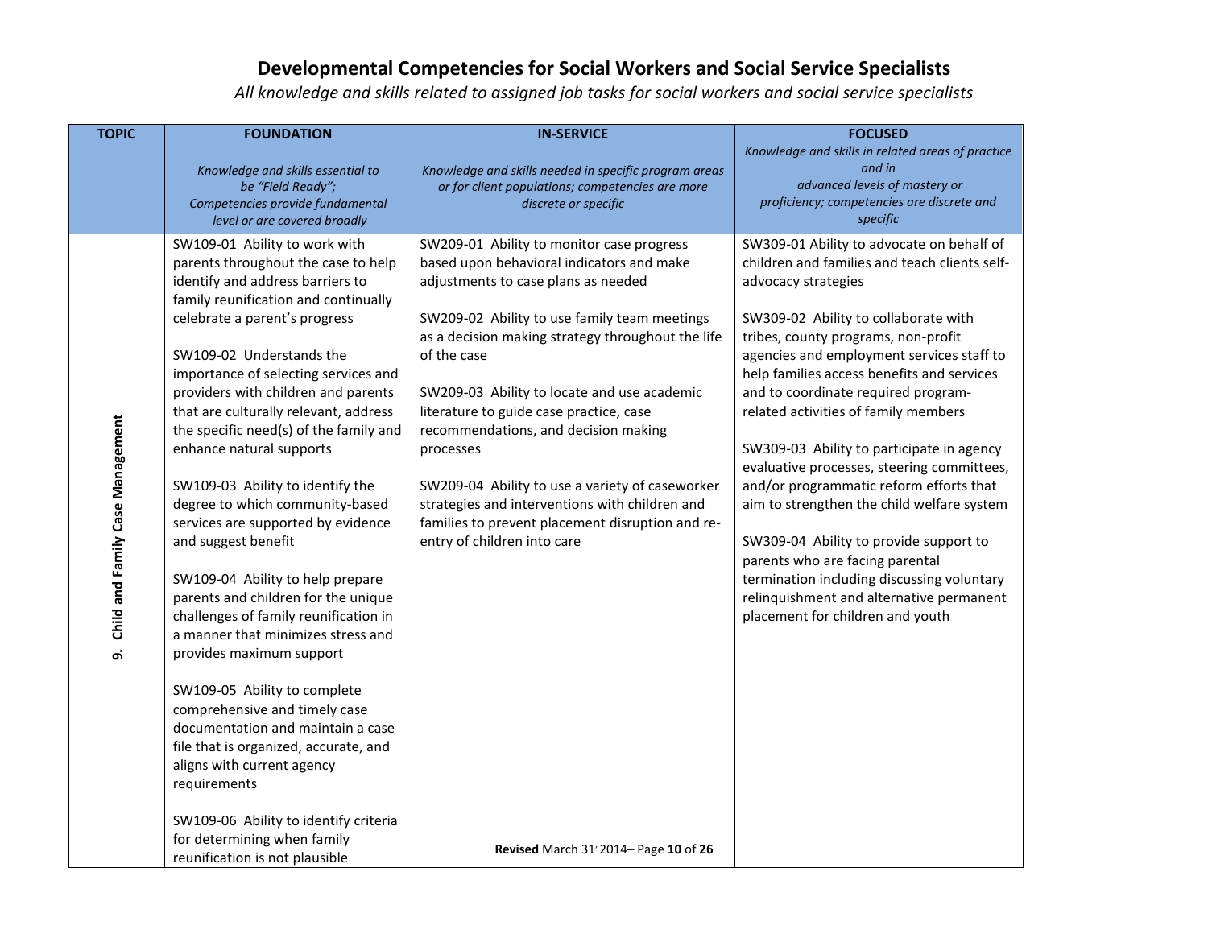# Developmental Competencies for Social Workers and Social Service Specialists

*All knowledge and skills related to assigned job tasks for social workers and social service specialists*

| TOPIC | FOUNDATION<br>*Knowledge and skills essential to be "Field Ready"; Competencies provide fundamental level or are covered broadly* | IN-SERVICE<br>*Knowledge and skills needed in specific program areas or for client populations; competencies are more discrete or specific* | FOCUSED<br>*Knowledge and skills in related areas of practice and in advanced levels of mastery or proficiency; competencies are discrete and specific* |
|---|---|---|---|
| **9. Child and Family Case Management** | SW109-01 Ability to work with parents throughout the case to help identify and address barriers to family reunification and continually celebrate a parent's progress<br><br>SW109-02 Understands the importance of selecting services and providers with children and parents that are culturally relevant, address the specific need(s) of the family and enhance natural supports<br><br>SW109-03 Ability to identify the degree to which community-based services are supported by evidence and suggest benefit<br><br>SW109-04 Ability to help prepare parents and children for the unique challenges of family reunification in a manner that minimizes stress and provides maximum support<br><br>SW109-05 Ability to complete comprehensive and timely case documentation and maintain a case file that is organized, accurate, and aligns with current agency requirements<br><br>SW109-06 Ability to identify criteria for determining when family reunification is not plausible | SW209-01 Ability to monitor case progress based upon behavioral indicators and make adjustments to case plans as needed<br><br>SW209-02 Ability to use family team meetings as a decision making strategy throughout the life of the case<br><br>SW209-03 Ability to locate and use academic literature to guide case practice, case recommendations, and decision making processes<br><br>SW209-04 Ability to use a variety of caseworker strategies and interventions with children and families to prevent placement disruption and re-entry of children into care | SW309-01 Ability to advocate on behalf of children and families and teach clients self-advocacy strategies<br><br>SW309-02 Ability to collaborate with tribes, county programs, non-profit agencies and employment services staff to help families access benefits and services and to coordinate required program-related activities of family members<br><br>SW309-03 Ability to participate in agency evaluative processes, steering committees, and/or programmatic reform efforts that aim to strengthen the child welfare system<br><br>SW309-04 Ability to provide support to parents who are facing parental termination including discussing voluntary relinquishment and alternative permanent placement for children and youth |

**Revised** March 31, 2014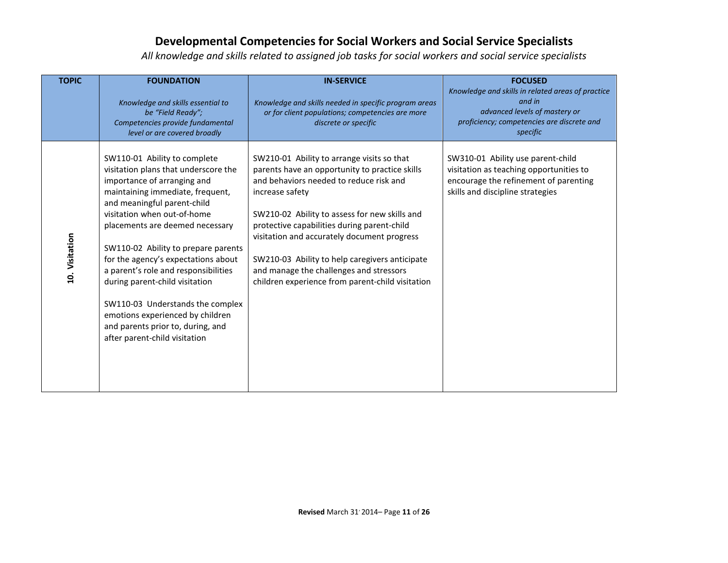# Developmental Competencies for Social Workers and Social Service Specialists

*All knowledge and skills related to assigned job tasks for social workers and social service specialists*

| TOPIC | FOUNDATION<br>*Knowledge and skills essential to be "Field Ready"; Competencies provide fundamental level or are covered broadly* | IN-SERVICE<br>*Knowledge and skills needed in specific program areas or for client populations; competencies are more discrete or specific* | FOCUSED<br>*Knowledge and skills in related areas of practice and in advanced levels of mastery or proficiency; competencies are discrete and specific* |
|---|---|---|---|
| 10. Visitation | SW110-01 Ability to complete visitation plans that underscore the importance of arranging and maintaining immediate, frequent, and meaningful parent-child visitation when out-of-home placements are deemed necessary<br><br>SW110-02 Ability to prepare parents for the agency's expectations about a parent's role and responsibilities during parent-child visitation<br><br>SW110-03 Understands the complex emotions experienced by children and parents prior to, during, and after parent-child visitation | SW210-01 Ability to arrange visits so that parents have an opportunity to practice skills and behaviors needed to reduce risk and increase safety<br><br>SW210-02 Ability to assess for new skills and protective capabilities during parent-child visitation and accurately document progress<br><br>SW210-03 Ability to help caregivers anticipate and manage the challenges and stressors children experience from parent-child visitation | SW310-01 Ability use parent-child visitation as teaching opportunities to encourage the refinement of parenting skills and discipline strategies |

**Revised** March 31, 2014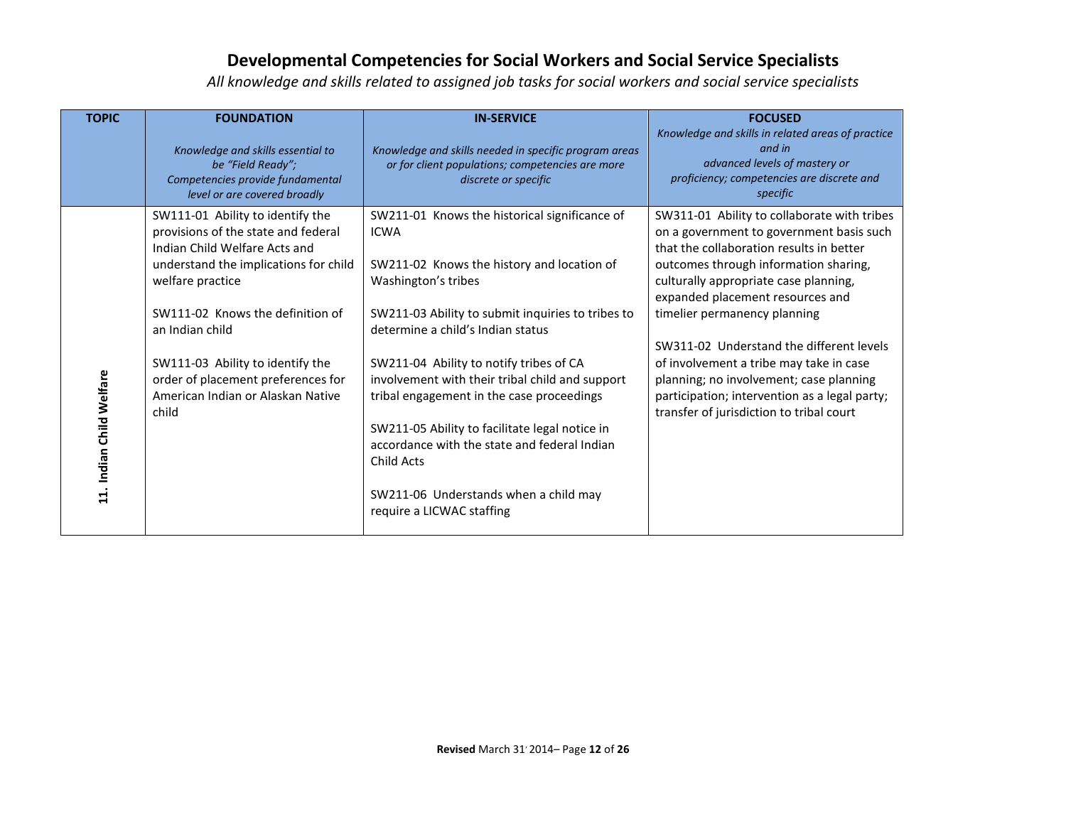# Developmental Competencies for Social Workers and Social Service Specialists

*All knowledge and skills related to assigned job tasks for social workers and social service specialists*

| TOPIC | FOUNDATION<br>*Knowledge and skills essential to be "Field Ready"; Competencies provide fundamental level or are covered broadly* | IN-SERVICE<br>*Knowledge and skills needed in specific program areas or for client populations; competencies are more discrete or specific* | FOCUSED<br>*Knowledge and skills in related areas of practice and in advanced levels of mastery or proficiency; competencies are discrete and specific* |
|---|---|---|---|
| **11. Indian Child Welfare** | SW111-01 Ability to identify the provisions of the state and federal Indian Child Welfare Acts and understand the implications for child welfare practice<br><br>SW111-02 Knows the definition of an Indian child<br><br>SW111-03 Ability to identify the order of placement preferences for American Indian or Alaskan Native child | SW211-01 Knows the historical significance of ICWA<br><br>SW211-02 Knows the history and location of Washington's tribes<br><br>SW211-03 Ability to submit inquiries to tribes to determine a child's Indian status<br><br>SW211-04 Ability to notify tribes of CA involvement with their tribal child and support tribal engagement in the case proceedings<br><br>SW211-05 Ability to facilitate legal notice in accordance with the state and federal Indian Child Acts<br><br>SW211-06 Understands when a child may require a LICWAC staffing | SW311-01 Ability to collaborate with tribes on a government to government basis such that the collaboration results in better outcomes through information sharing, culturally appropriate case planning, expanded placement resources and timelier permanency planning<br><br>SW311-02 Understand the different levels of involvement a tribe may take in case planning; no involvement; case planning participation; intervention as a legal party; transfer of jurisdiction to tribal court |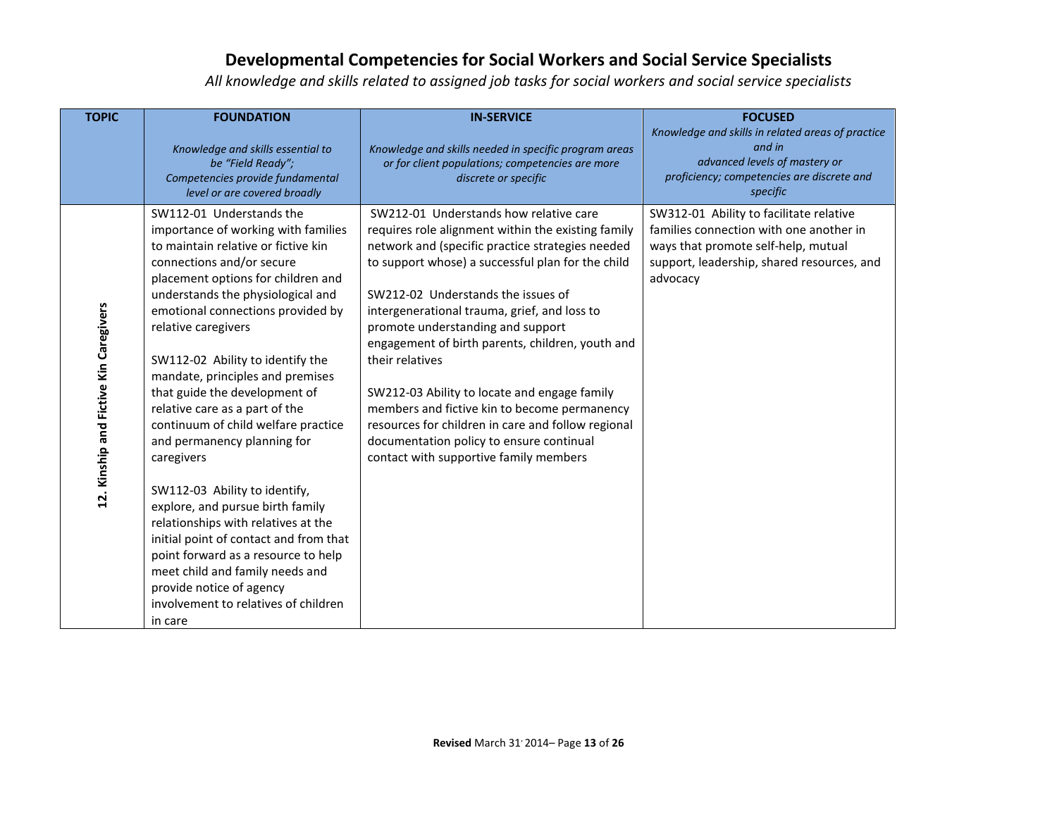# Developmental Competencies for Social Workers and Social Service Specialists

*All knowledge and skills related to assigned job tasks for social workers and social service specialists*

| TOPIC | FOUNDATION<br>*Knowledge and skills essential to be "Field Ready"; Competencies provide fundamental level or are covered broadly* | IN-SERVICE<br>*Knowledge and skills needed in specific program areas or for client populations; competencies are more discrete or specific* | FOCUSED<br>*Knowledge and skills in related areas of practice and in advanced levels of mastery or proficiency; competencies are discrete and specific* |
|---|---|---|---|
| 12. Kinship and Fictive Kin Caregivers | SW112-01 Understands the importance of working with families to maintain relative or fictive kin connections and/or secure placement options for children and understands the physiological and emotional connections provided by relative caregivers<br><br>SW112-02 Ability to identify the mandate, principles and premises that guide the development of relative care as a part of the continuum of child welfare practice and permanency planning for caregivers<br><br>SW112-03 Ability to identify, explore, and pursue birth family relationships with relatives at the initial point of contact and from that point forward as a resource to help meet child and family needs and provide notice of agency involvement to relatives of children in care | SW212-01 Understands how relative care requires role alignment within the existing family network and (specific practice strategies needed to support whose) a successful plan for the child<br><br>SW212-02 Understands the issues of intergenerational trauma, grief, and loss to promote understanding and support engagement of birth parents, children, youth and their relatives<br><br>SW212-03 Ability to locate and engage family members and fictive kin to become permanency resources for children in care and follow regional documentation policy to ensure continual contact with supportive family members | SW312-01 Ability to facilitate relative families connection with one another in ways that promote self-help, mutual support, leadership, shared resources, and advocacy |

**Revised** March 31, 2014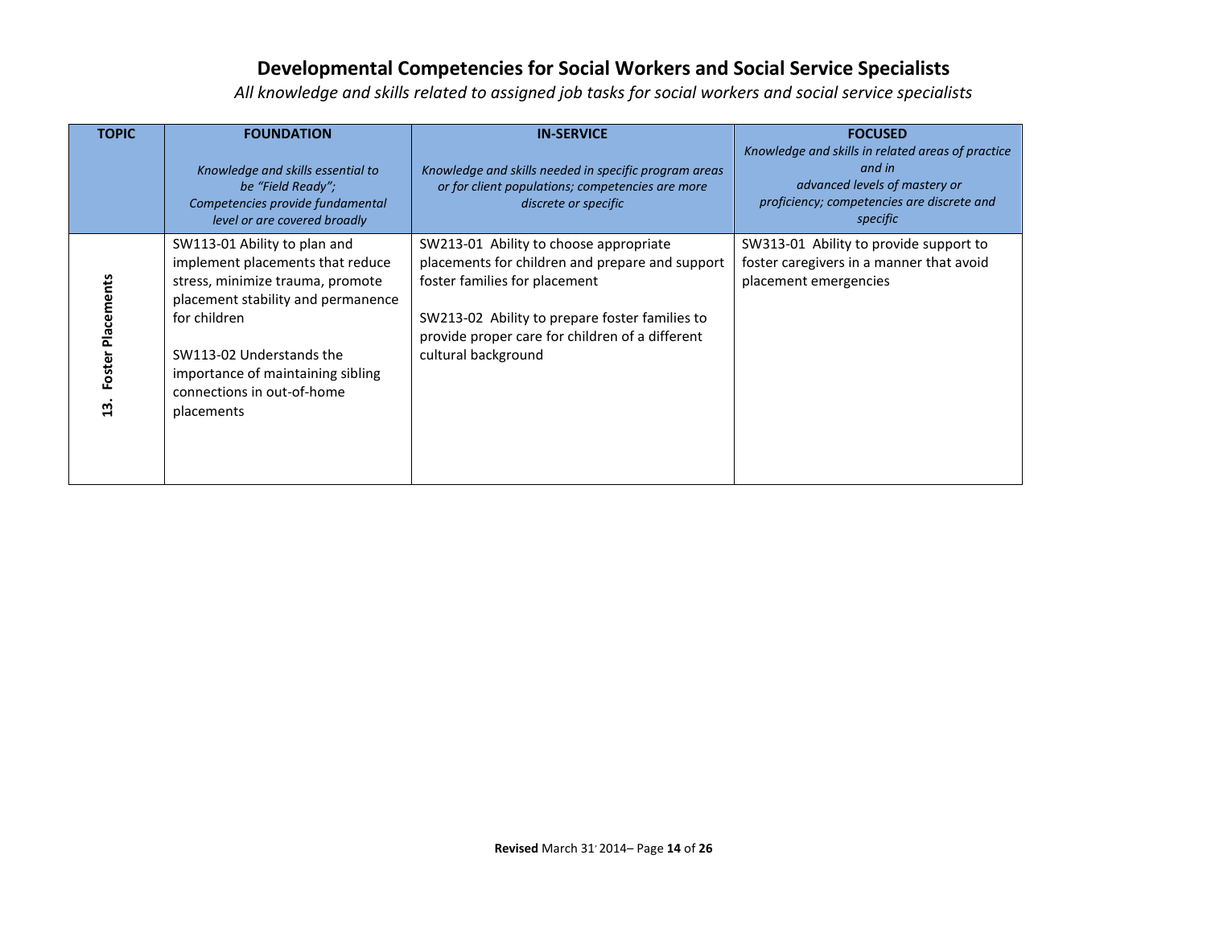# Developmental Competencies for Social Workers and Social Service Specialists

*All knowledge and skills related to assigned job tasks for social workers and social service specialists*

| TOPIC | FOUNDATION<br>*Knowledge and skills essential to be "Field Ready"; Competencies provide fundamental level or are covered broadly* | IN-SERVICE<br>*Knowledge and skills needed in specific program areas or for client populations; competencies are more discrete or specific* | FOCUSED<br>*Knowledge and skills in related areas of practice and in advanced levels of mastery or proficiency; competencies are discrete and specific* |
|---|---|---|---|
| **13. Foster Placements** | SW113-01 Ability to plan and implement placements that reduce stress, minimize trauma, promote placement stability and permanence for children<br><br>SW113-02 Understands the importance of maintaining sibling connections in out-of-home placements | SW213-01 Ability to choose appropriate placements for children and prepare and support foster families for placement<br><br>SW213-02 Ability to prepare foster families to provide proper care for children of a different cultural background | SW313-01 Ability to provide support to foster caregivers in a manner that avoid placement emergencies |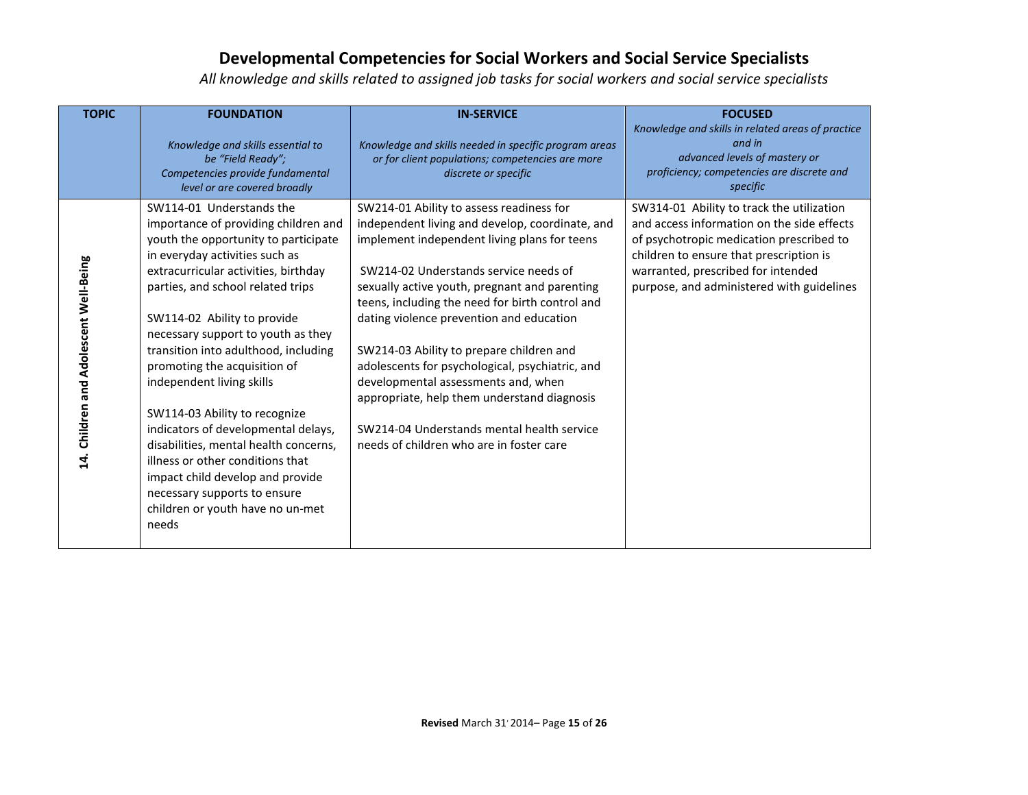# Developmental Competencies for Social Workers and Social Service Specialists

*All knowledge and skills related to assigned job tasks for social workers and social service specialists*

| TOPIC | FOUNDATION<br>*Knowledge and skills essential to be "Field Ready"; Competencies provide fundamental level or are covered broadly* | IN-SERVICE<br>*Knowledge and skills needed in specific program areas or for client populations; competencies are more discrete or specific* | FOCUSED<br>*Knowledge and skills in related areas of practice and in advanced levels of mastery or proficiency; competencies are discrete and specific* |
|---|---|---|---|
| **14. Children and Adolescent Well-Being** | SW114-01 Understands the importance of providing children and youth the opportunity to participate in everyday activities such as extracurricular activities, birthday parties, and school related trips<br><br>SW114-02 Ability to provide necessary support to youth as they transition into adulthood, including promoting the acquisition of independent living skills<br><br>SW114-03 Ability to recognize indicators of developmental delays, disabilities, mental health concerns, illness or other conditions that impact child develop and provide necessary supports to ensure children or youth have no un-met needs | SW214-01 Ability to assess readiness for independent living and develop, coordinate, and implement independent living plans for teens<br><br>SW214-02 Understands service needs of sexually active youth, pregnant and parenting teens, including the need for birth control and dating violence prevention and education<br><br>SW214-03 Ability to prepare children and adolescents for psychological, psychiatric, and developmental assessments and, when appropriate, help them understand diagnosis<br><br>SW214-04 Understands mental health service needs of children who are in foster care | SW314-01 Ability to track the utilization and access information on the side effects of psychotropic medication prescribed to children to ensure that prescription is warranted, prescribed for intended purpose, and administered with guidelines |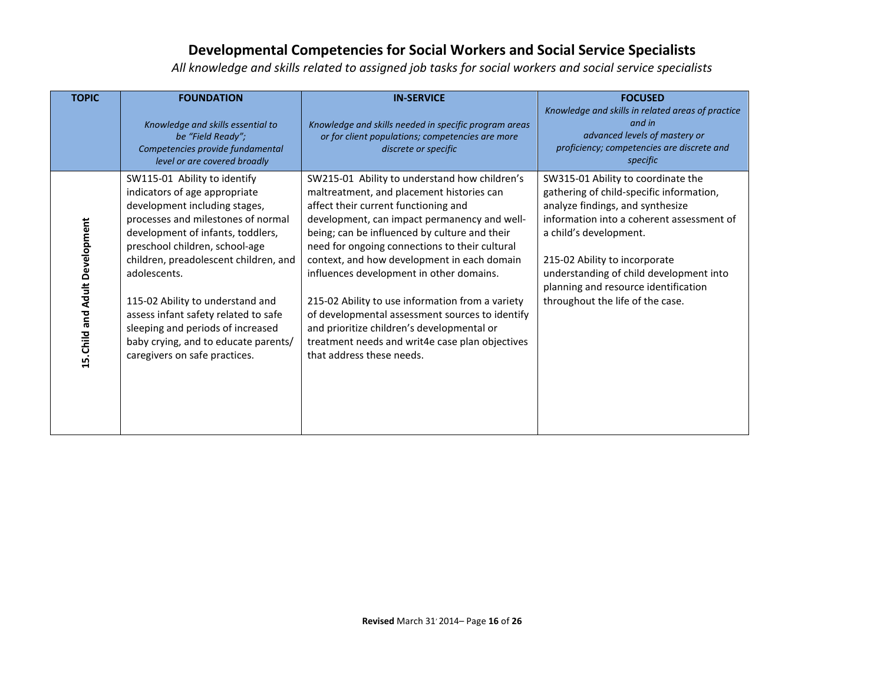# Developmental Competencies for Social Workers and Social Service Specialists

*All knowledge and skills related to assigned job tasks for social workers and social service specialists*

| TOPIC | FOUNDATION<br>*Knowledge and skills essential to be "Field Ready"; Competencies provide fundamental level or are covered broadly* | IN-SERVICE<br>*Knowledge and skills needed in specific program areas or for client populations; competencies are more discrete or specific* | FOCUSED<br>*Knowledge and skills in related areas of practice and in advanced levels of mastery or proficiency; competencies are discrete and specific* |
|---|---|---|---|
| **15. Child and Adult Development** | SW115-01 Ability to identify indicators of age appropriate development including stages, processes and milestones of normal development of infants, toddlers, preschool children, school-age children, preadolescent children, and adolescents.<br><br>115-02 Ability to understand and assess infant safety related to safe sleeping and periods of increased baby crying, and to educate parents/ caregivers on safe practices. | SW215-01 Ability to understand how children's maltreatment, and placement histories can affect their current functioning and development, can impact permanency and well-being; can be influenced by culture and their need for ongoing connections to their cultural context, and how development in each domain influences development in other domains.<br><br>215-02 Ability to use information from a variety of developmental assessment sources to identify and prioritize children's developmental or treatment needs and writ4e case plan objectives that address these needs. | SW315-01 Ability to coordinate the gathering of child-specific information, analyze findings, and synthesize information into a coherent assessment of a child's development.<br><br>215-02 Ability to incorporate understanding of child development into planning and resource identification throughout the life of the case. |

**Revised** March 31, 2014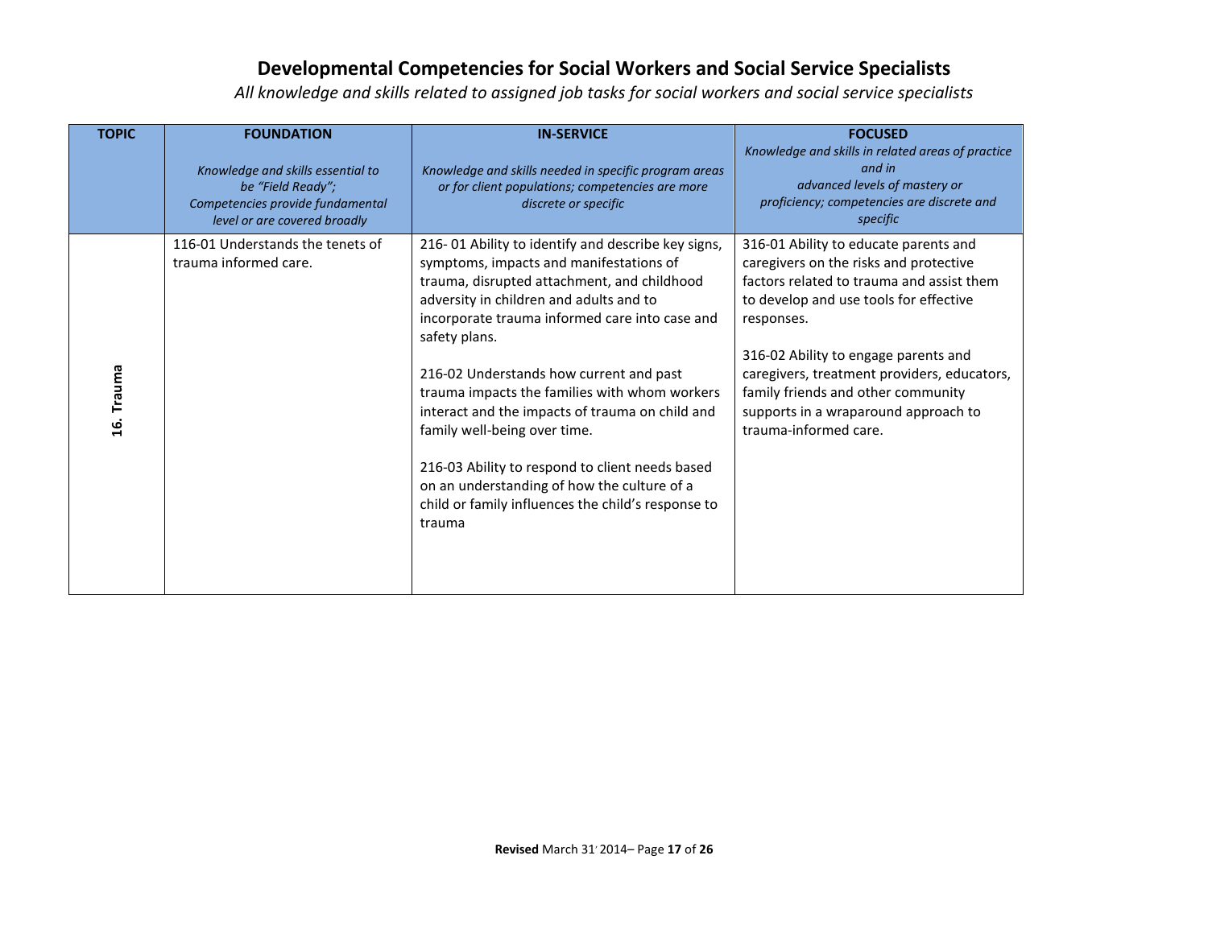# Developmental Competencies for Social Workers and Social Service Specialists

*All knowledge and skills related to assigned job tasks for social workers and social service specialists*

| TOPIC | FOUNDATION<br>*Knowledge and skills essential to be "Field Ready"; Competencies provide fundamental level or are covered broadly* | IN-SERVICE<br>*Knowledge and skills needed in specific program areas or for client populations; competencies are more discrete or specific* | FOCUSED<br>*Knowledge and skills in related areas of practice and in advanced levels of mastery or proficiency; competencies are discrete and specific* |
|---|---|---|---|
| 16. Trauma | 116-01 Understands the tenets of trauma informed care. | 216- 01 Ability to identify and describe key signs, symptoms, impacts and manifestations of trauma, disrupted attachment, and childhood adversity in children and adults and to incorporate trauma informed care into case and safety plans.<br><br>216-02 Understands how current and past trauma impacts the families with whom workers interact and the impacts of trauma on child and family well-being over time.<br><br>216-03 Ability to respond to client needs based on an understanding of how the culture of a child or family influences the child's response to trauma | 316-01 Ability to educate parents and caregivers on the risks and protective factors related to trauma and assist them to develop and use tools for effective responses.<br><br>316-02 Ability to engage parents and caregivers, treatment providers, educators, family friends and other community supports in a wraparound approach to trauma-informed care. |

**Revised** March 31, 2014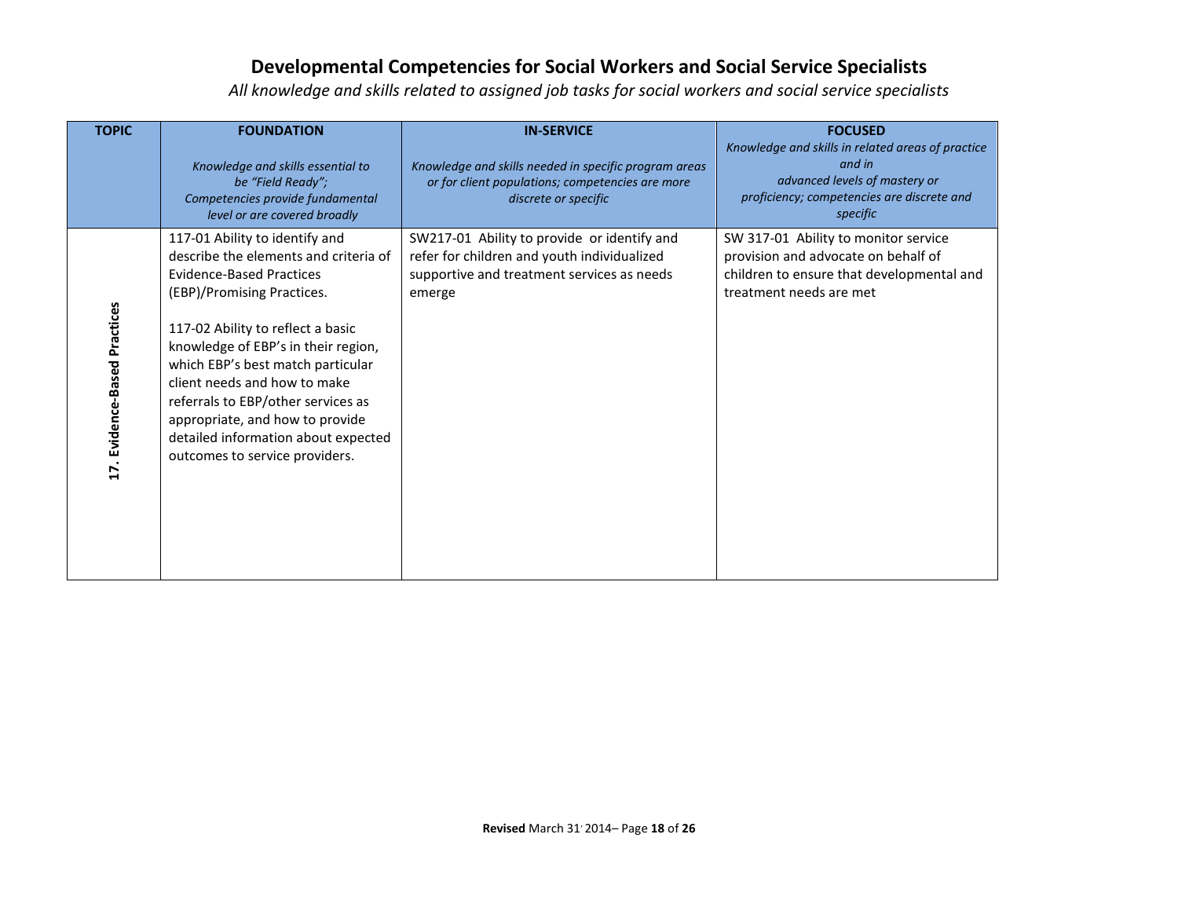# Developmental Competencies for Social Workers and Social Service Specialists

*All knowledge and skills related to assigned job tasks for social workers and social service specialists*

| TOPIC | FOUNDATION<br><br>*Knowledge and skills essential to be "Field Ready"; Competencies provide fundamental level or are covered broadly* | IN-SERVICE<br><br>*Knowledge and skills needed in specific program areas or for client populations; competencies are more discrete or specific* | FOCUSED<br><br>*Knowledge and skills in related areas of practice and in advanced levels of mastery or proficiency; competencies are discrete and specific* |
|---|---|---|---|
| **17. Evidence-Based Practices** | 117-01 Ability to identify and describe the elements and criteria of Evidence-Based Practices (EBP)/Promising Practices.<br><br>117-02 Ability to reflect a basic knowledge of EBP's in their region, which EBP's best match particular client needs and how to make referrals to EBP/other services as appropriate, and how to provide detailed information about expected outcomes to service providers. | SW217-01 Ability to provide or identify and refer for children and youth individualized supportive and treatment services as needs emerge | SW 317-01 Ability to monitor service provision and advocate on behalf of children to ensure that developmental and treatment needs are met |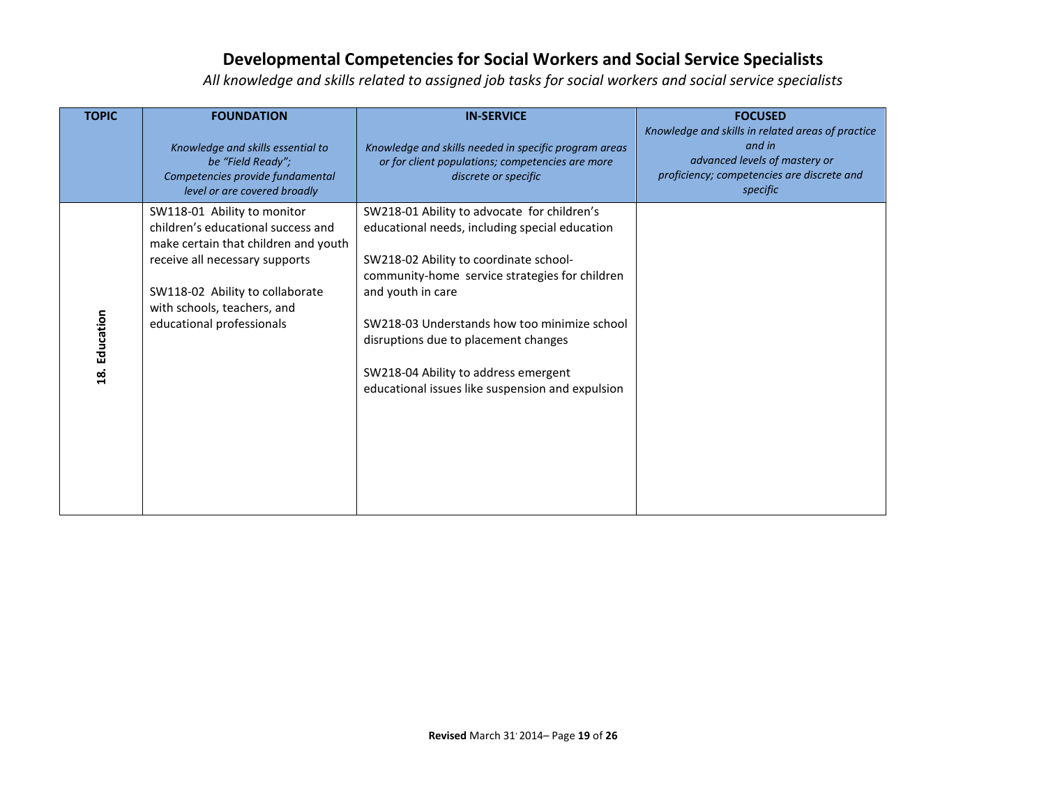# Developmental Competencies for Social Workers and Social Service Specialists

*All knowledge and skills related to assigned job tasks for social workers and social service specialists*

| TOPIC | FOUNDATION<br>*Knowledge and skills essential to be "Field Ready"; Competencies provide fundamental level or are covered broadly* | IN-SERVICE<br>*Knowledge and skills needed in specific program areas or for client populations; competencies are more discrete or specific* | FOCUSED<br>*Knowledge and skills in related areas of practice and in advanced levels of mastery or proficiency; competencies are discrete and specific* |
|---|---|---|---|
| **18. Education** | SW118-01 Ability to monitor children's educational success and make certain that children and youth receive all necessary supports<br><br>SW118-02 Ability to collaborate with schools, teachers, and educational professionals | SW218-01 Ability to advocate for children's educational needs, including special education<br><br>SW218-02 Ability to coordinate school-community-home service strategies for children and youth in care<br><br>SW218-03 Understands how too minimize school disruptions due to placement changes<br><br>SW218-04 Ability to address emergent educational issues like suspension and expulsion | |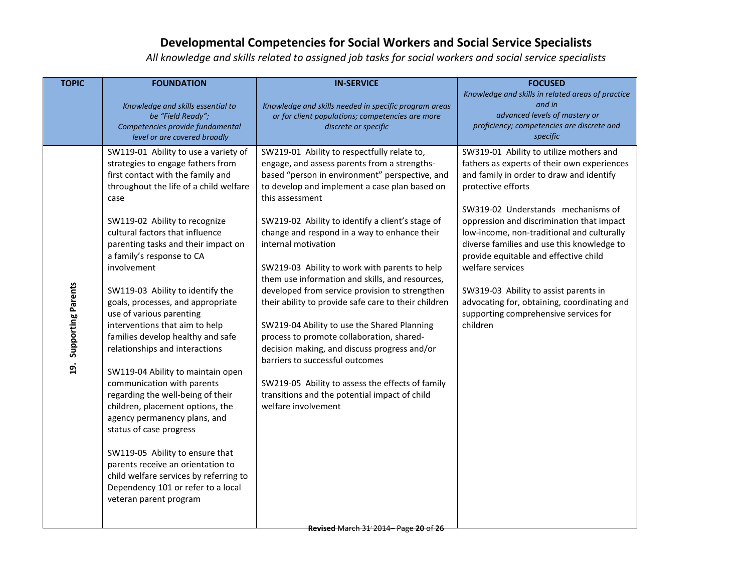# Developmental Competencies for Social Workers and Social Service Specialists

*All knowledge and skills related to assigned job tasks for social workers and social service specialists*

| TOPIC | FOUNDATION<br>*Knowledge and skills essential to be "Field Ready"; Competencies provide fundamental level or are covered broadly* | IN-SERVICE<br>*Knowledge and skills needed in specific program areas or for client populations; competencies are more discrete or specific* | FOCUSED<br>*Knowledge and skills in related areas of practice and in advanced levels of mastery or proficiency; competencies are discrete and specific* |
|---|---|---|---|
| **19. Supporting Parents** | SW119-01 Ability to use a variety of strategies to engage fathers from first contact with the family and throughout the life of a child welfare case<br><br>SW119-02 Ability to recognize cultural factors that influence parenting tasks and their impact on a family's response to CA involvement<br><br>SW119-03 Ability to identify the goals, processes, and appropriate use of various parenting interventions that aim to help families develop healthy and safe relationships and interactions<br><br>SW119-04 Ability to maintain open communication with parents regarding the well-being of their children, placement options, the agency permanency plans, and status of case progress<br><br>SW119-05 Ability to ensure that parents receive an orientation to child welfare services by referring to Dependency 101 or refer to a local veteran parent program | SW219-01 Ability to respectfully relate to, engage, and assess parents from a strengths-based "person in environment" perspective, and to develop and implement a case plan based on this assessment<br><br>SW219-02 Ability to identify a client's stage of change and respond in a way to enhance their internal motivation<br><br>SW219-03 Ability to work with parents to help them use information and skills, and resources, developed from service provision to strengthen their ability to provide safe care to their children<br><br>SW219-04 Ability to use the Shared Planning process to promote collaboration, shared-decision making, and discuss progress and/or barriers to successful outcomes<br><br>SW219-05 Ability to assess the effects of family transitions and the potential impact of child welfare involvement | SW319-01 Ability to utilize mothers and fathers as experts of their own experiences and family in order to draw and identify protective efforts<br><br>SW319-02 Understands mechanisms of oppression and discrimination that impact low-income, non-traditional and culturally diverse families and use this knowledge to provide equitable and effective child welfare services<br><br>SW319-03 Ability to assist parents in advocating for, obtaining, coordinating and supporting comprehensive services for children |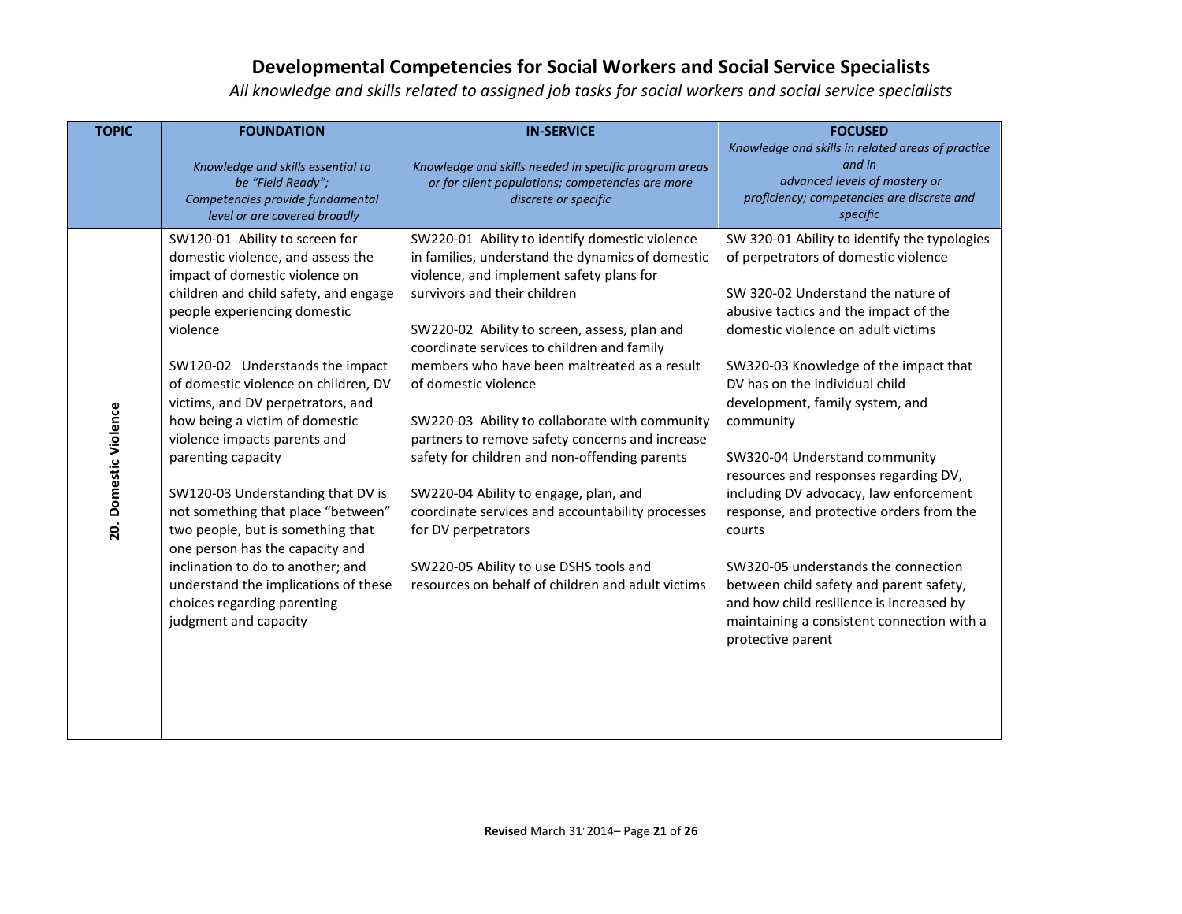# Developmental Competencies for Social Workers and Social Service Specialists

*All knowledge and skills related to assigned job tasks for social workers and social service specialists*

| TOPIC | FOUNDATION<br>*Knowledge and skills essential to be "Field Ready"; Competencies provide fundamental level or are covered broadly* | IN-SERVICE<br>*Knowledge and skills needed in specific program areas or for client populations; competencies are more discrete or specific* | FOCUSED<br>*Knowledge and skills in related areas of practice and in advanced levels of mastery or proficiency; competencies are discrete and specific* |
|---|---|---|---|
| **20. Domestic Violence** | SW120-01 Ability to screen for domestic violence, and assess the impact of domestic violence on children and child safety, and engage people experiencing domestic violence<br><br>SW120-02 Understands the impact of domestic violence on children, DV victims, and DV perpetrators, and how being a victim of domestic violence impacts parents and parenting capacity<br><br>SW120-03 Understanding that DV is not something that place "between" two people, but is something that one person has the capacity and inclination to do to another; and understand the implications of these choices regarding parenting judgment and capacity | SW220-01 Ability to identify domestic violence in families, understand the dynamics of domestic violence, and implement safety plans for survivors and their children<br><br>SW220-02 Ability to screen, assess, plan and coordinate services to children and family members who have been maltreated as a result of domestic violence<br><br>SW220-03 Ability to collaborate with community partners to remove safety concerns and increase safety for children and non-offending parents<br><br>SW220-04 Ability to engage, plan, and coordinate services and accountability processes for DV perpetrators<br><br>SW220-05 Ability to use DSHS tools and resources on behalf of children and adult victims | SW 320-01 Ability to identify the typologies of perpetrators of domestic violence<br><br>SW 320-02 Understand the nature of abusive tactics and the impact of the domestic violence on adult victims<br><br>SW320-03 Knowledge of the impact that DV has on the individual child development, family system, and community<br><br>SW320-04 Understand community resources and responses regarding DV, including DV advocacy, law enforcement response, and protective orders from the courts<br><br>SW320-05 understands the connection between child safety and parent safety, and how child resilience is increased by maintaining a consistent connection with a protective parent |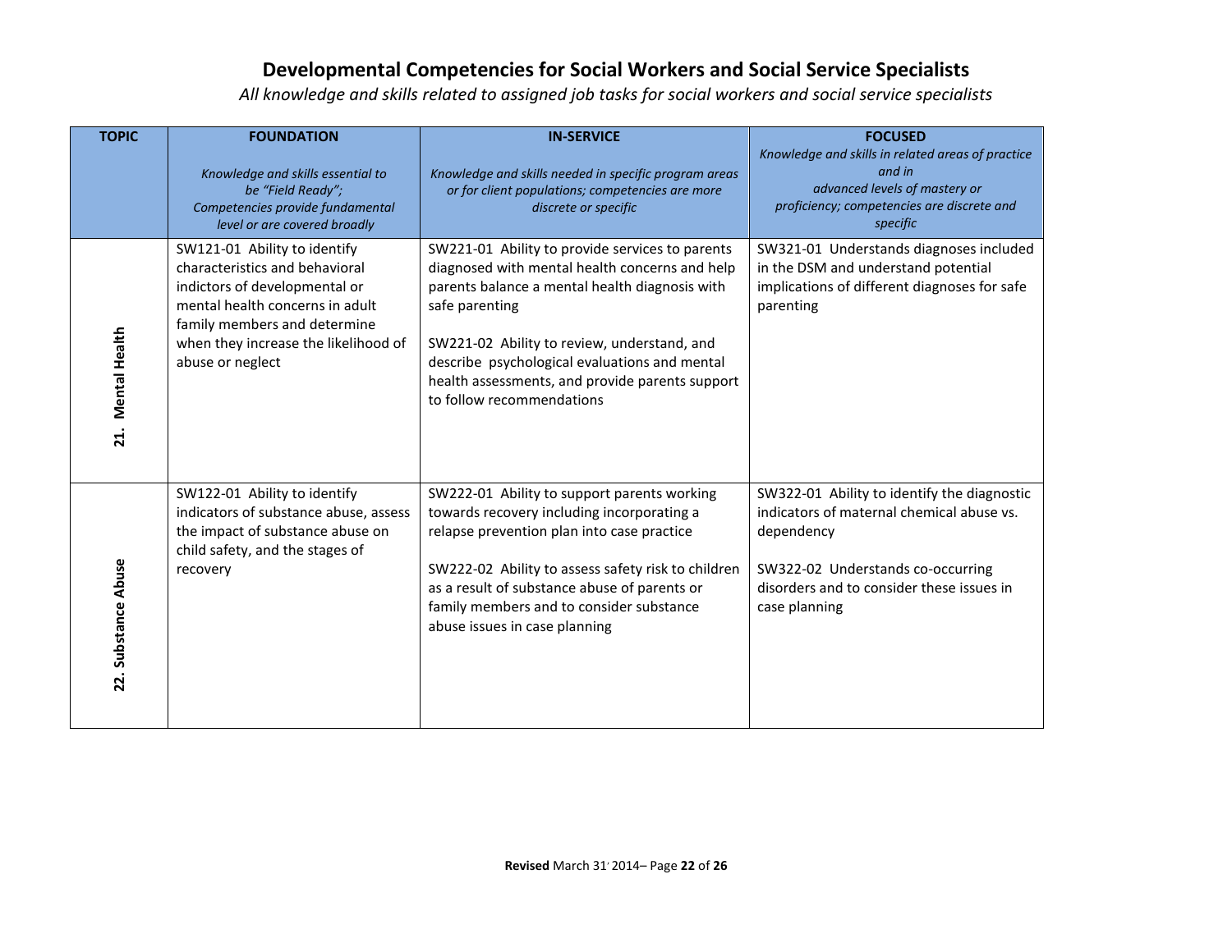# Developmental Competencies for Social Workers and Social Service Specialists

*All knowledge and skills related to assigned job tasks for social workers and social service specialists*

| TOPIC | FOUNDATION<br>*Knowledge and skills essential to be "Field Ready"; Competencies provide fundamental level or are covered broadly* | IN-SERVICE<br>*Knowledge and skills needed in specific program areas or for client populations; competencies are more discrete or specific* | FOCUSED<br>*Knowledge and skills in related areas of practice and in advanced levels of mastery or proficiency; competencies are discrete and specific* |
|---|---|---|---|
| **21. Mental Health** | SW121-01 Ability to identify characteristics and behavioral indictors of developmental or mental health concerns in adult family members and determine when they increase the likelihood of abuse or neglect | SW221-01 Ability to provide services to parents diagnosed with mental health concerns and help parents balance a mental health diagnosis with safe parenting<br><br>SW221-02 Ability to review, understand, and describe psychological evaluations and mental health assessments, and provide parents support to follow recommendations | SW321-01 Understands diagnoses included in the DSM and understand potential implications of different diagnoses for safe parenting |
| **22. Substance Abuse** | SW122-01 Ability to identify indicators of substance abuse, assess the impact of substance abuse on child safety, and the stages of recovery | SW222-01 Ability to support parents working towards recovery including incorporating a relapse prevention plan into case practice<br><br>SW222-02 Ability to assess safety risk to children as a result of substance abuse of parents or family members and to consider substance abuse issues in case planning | SW322-01 Ability to identify the diagnostic indicators of maternal chemical abuse vs. dependency<br><br>SW322-02 Understands co-occurring disorders and to consider these issues in case planning |

**Revised** March 31, 2014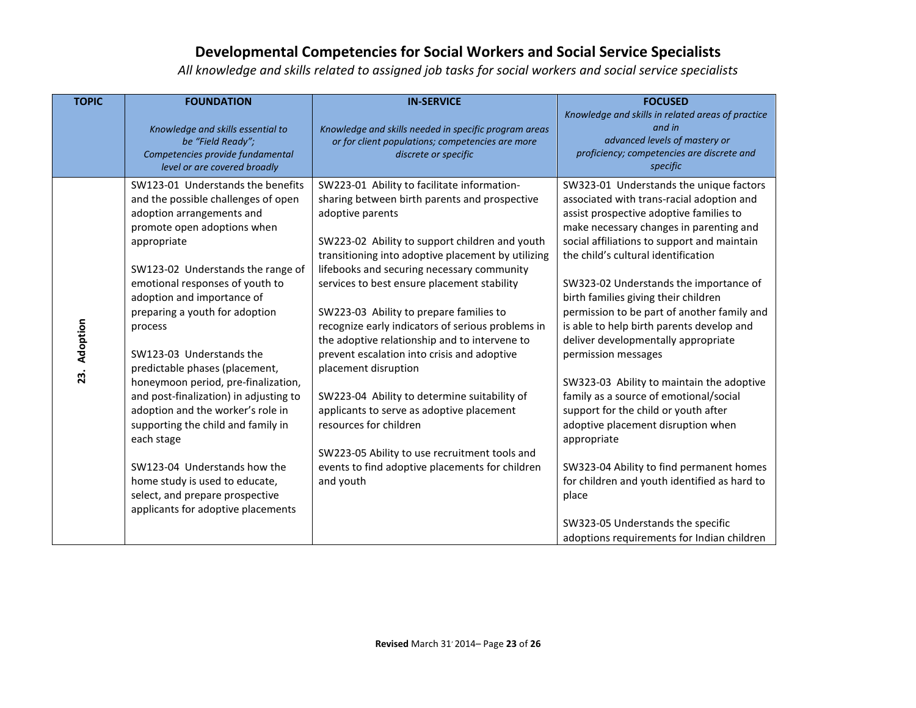# Developmental Competencies for Social Workers and Social Service Specialists

*All knowledge and skills related to assigned job tasks for social workers and social service specialists*

| TOPIC | FOUNDATION<br>*Knowledge and skills essential to be "Field Ready"; Competencies provide fundamental level or are covered broadly* | IN-SERVICE<br>*Knowledge and skills needed in specific program areas or for client populations; competencies are more discrete or specific* | FOCUSED<br>*Knowledge and skills in related areas of practice and in advanced levels of mastery or proficiency; competencies are discrete and specific* |
|---|---|---|---|
| 23. Adoption | SW123-01 Understands the benefits and the possible challenges of open adoption arrangements and promote open adoptions when appropriate<br><br>SW123-02 Understands the range of emotional responses of youth to adoption and importance of preparing a youth for adoption process<br><br>SW123-03 Understands the predictable phases (placement, honeymoon period, pre-finalization, and post-finalization) in adjusting to adoption and the worker's role in supporting the child and family in each stage<br><br>SW123-04 Understands how the home study is used to educate, select, and prepare prospective applicants for adoptive placements | SW223-01 Ability to facilitate information-sharing between birth parents and prospective adoptive parents<br><br>SW223-02 Ability to support children and youth transitioning into adoptive placement by utilizing lifebooks and securing necessary community services to best ensure placement stability<br><br>SW223-03 Ability to prepare families to recognize early indicators of serious problems in the adoptive relationship and to intervene to prevent escalation into crisis and adoptive placement disruption<br><br>SW223-04 Ability to determine suitability of applicants to serve as adoptive placement resources for children<br><br>SW223-05 Ability to use recruitment tools and events to find adoptive placements for children and youth | SW323-01 Understands the unique factors associated with trans-racial adoption and assist prospective adoptive families to make necessary changes in parenting and social affiliations to support and maintain the child's cultural identification<br><br>SW323-02 Understands the importance of birth families giving their children permission to be part of another family and is able to help birth parents develop and deliver developmentally appropriate permission messages<br><br>SW323-03 Ability to maintain the adoptive family as a source of emotional/social support for the child or youth after adoptive placement disruption when appropriate<br><br>SW323-04 Ability to find permanent homes for children and youth identified as hard to place<br><br>SW323-05 Understands the specific adoptions requirements for Indian children |

**Revised** March 31, 2014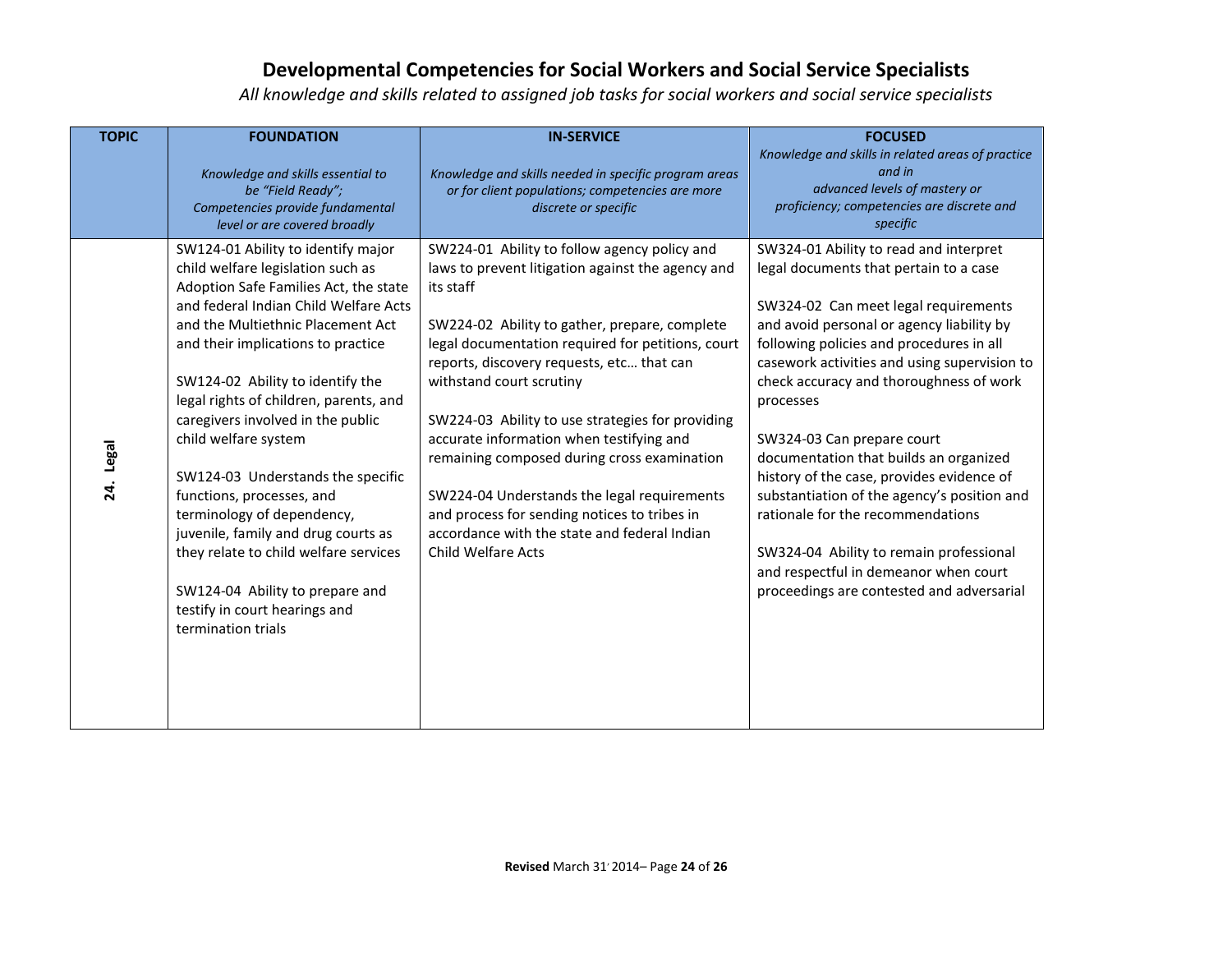# Developmental Competencies for Social Workers and Social Service Specialists

*All knowledge and skills related to assigned job tasks for social workers and social service specialists*

| TOPIC | FOUNDATION<br>*Knowledge and skills essential to be "Field Ready"; Competencies provide fundamental level or are covered broadly* | IN-SERVICE<br>*Knowledge and skills needed in specific program areas or for client populations; competencies are more discrete or specific* | FOCUSED<br>*Knowledge and skills in related areas of practice and in advanced levels of mastery or proficiency; competencies are discrete and specific* |
|---|---|---|---|
| **24. Legal** | SW124-01 Ability to identify major child welfare legislation such as Adoption Safe Families Act, the state and federal Indian Child Welfare Acts and the Multiethnic Placement Act and their implications to practice<br><br>SW124-02 Ability to identify the legal rights of children, parents, and caregivers involved in the public child welfare system<br><br>SW124-03 Understands the specific functions, processes, and terminology of dependency, juvenile, family and drug courts as they relate to child welfare services<br><br>SW124-04 Ability to prepare and testify in court hearings and termination trials | SW224-01 Ability to follow agency policy and laws to prevent litigation against the agency and its staff<br><br>SW224-02 Ability to gather, prepare, complete legal documentation required for petitions, court reports, discovery requests, etc… that can withstand court scrutiny<br><br>SW224-03 Ability to use strategies for providing accurate information when testifying and remaining composed during cross examination<br><br>SW224-04 Understands the legal requirements and process for sending notices to tribes in accordance with the state and federal Indian Child Welfare Acts | SW324-01 Ability to read and interpret legal documents that pertain to a case<br><br>SW324-02 Can meet legal requirements and avoid personal or agency liability by following policies and procedures in all casework activities and using supervision to check accuracy and thoroughness of work processes<br><br>SW324-03 Can prepare court documentation that builds an organized history of the case, provides evidence of substantiation of the agency's position and rationale for the recommendations<br><br>SW324-04 Ability to remain professional and respectful in demeanor when court proceedings are contested and adversarial |

**Revised** March 31, 2014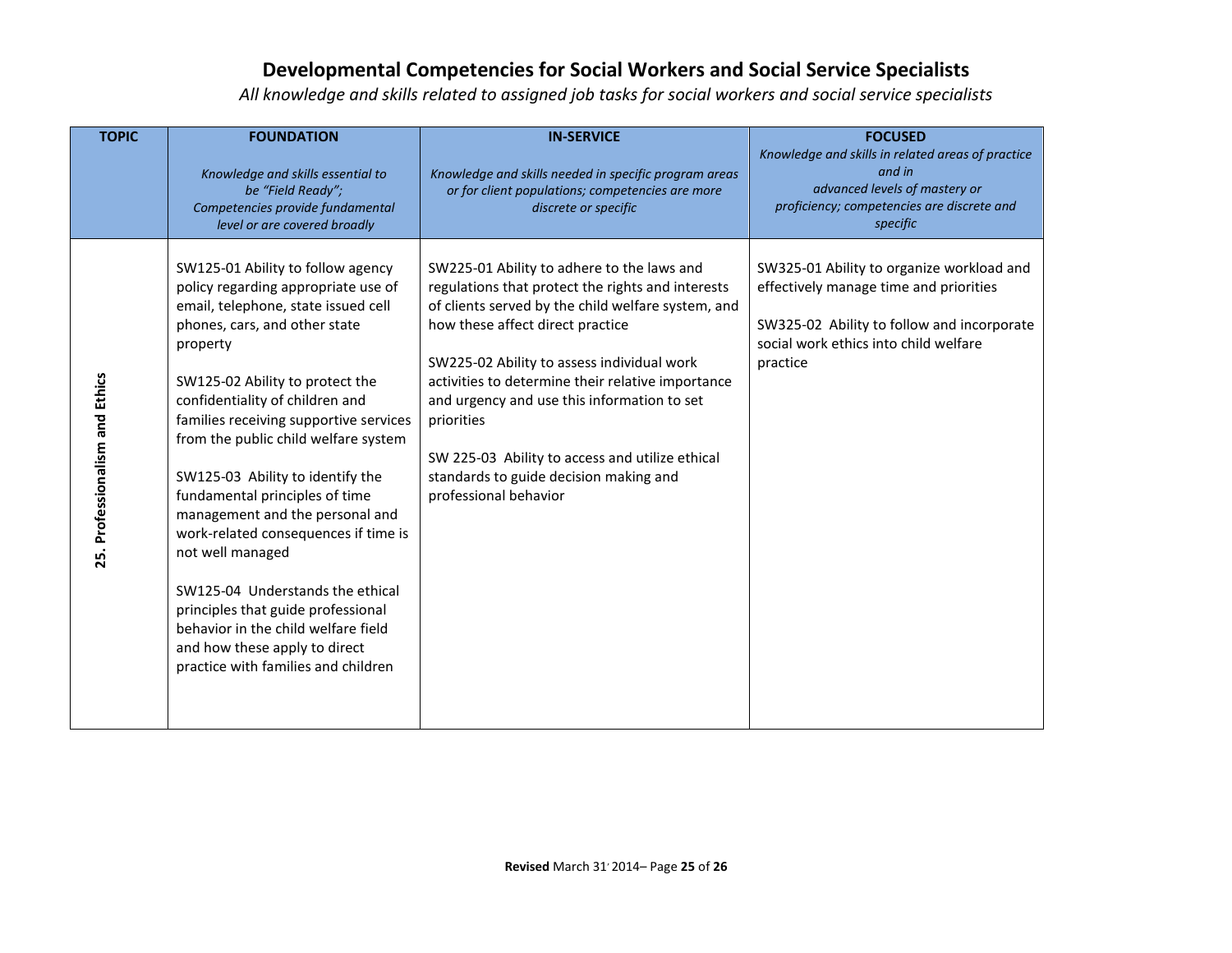# Developmental Competencies for Social Workers and Social Service Specialists

*All knowledge and skills related to assigned job tasks for social workers and social service specialists*

| TOPIC | FOUNDATION<br>*Knowledge and skills essential to be "Field Ready"; Competencies provide fundamental level or are covered broadly* | IN-SERVICE<br>*Knowledge and skills needed in specific program areas or for client populations; competencies are more discrete or specific* | FOCUSED<br>*Knowledge and skills in related areas of practice and in advanced levels of mastery or proficiency; competencies are discrete and specific* |
|---|---|---|---|
| **25. Professionalism and Ethics** | SW125-01 Ability to follow agency policy regarding appropriate use of email, telephone, state issued cell phones, cars, and other state property<br><br>SW125-02 Ability to protect the confidentiality of children and families receiving supportive services from the public child welfare system<br><br>SW125-03 Ability to identify the fundamental principles of time management and the personal and work-related consequences if time is not well managed<br><br>SW125-04 Understands the ethical principles that guide professional behavior in the child welfare field and how these apply to direct practice with families and children | SW225-01 Ability to adhere to the laws and regulations that protect the rights and interests of clients served by the child welfare system, and how these affect direct practice<br><br>SW225-02 Ability to assess individual work activities to determine their relative importance and urgency and use this information to set priorities<br><br>SW 225-03 Ability to access and utilize ethical standards to guide decision making and professional behavior | SW325-01 Ability to organize workload and effectively manage time and priorities<br><br>SW325-02 Ability to follow and incorporate social work ethics into child welfare practice |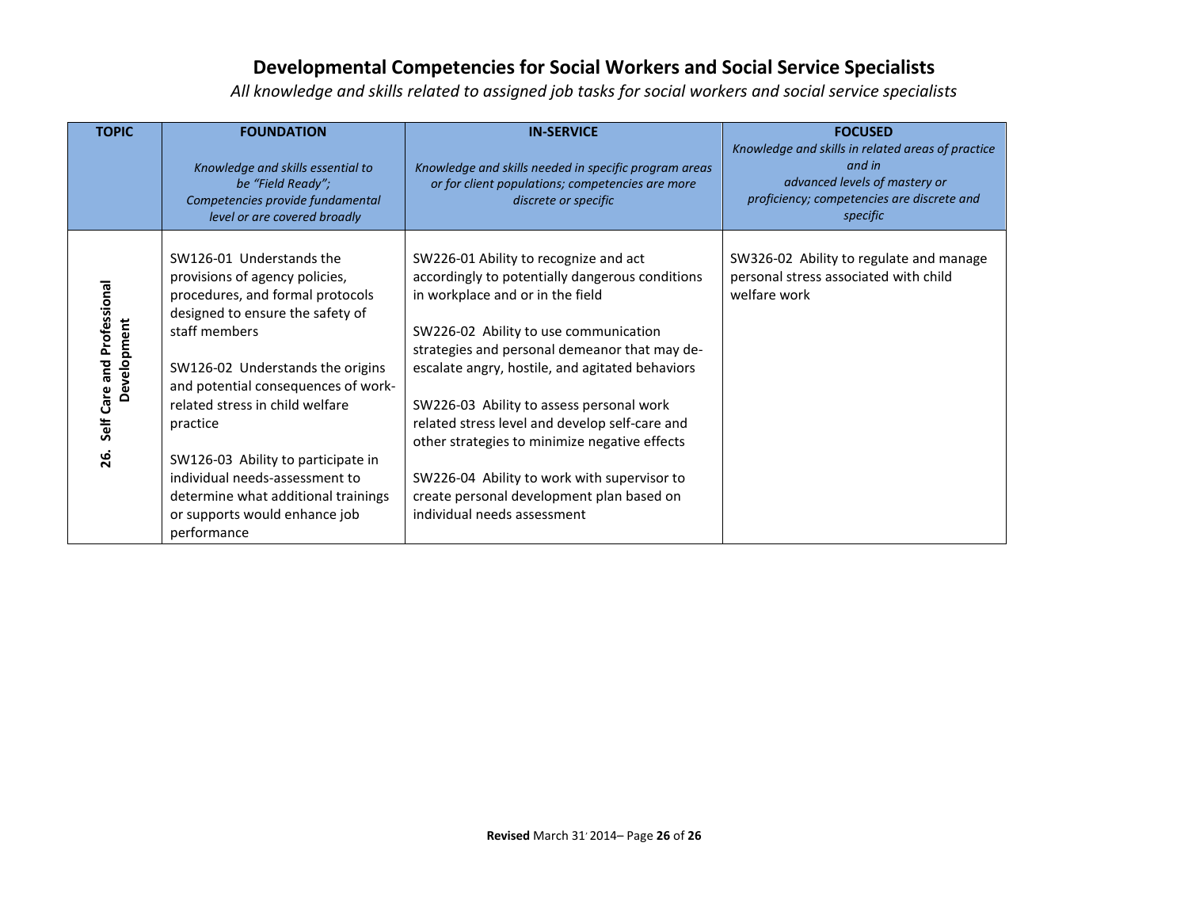# Developmental Competencies for Social Workers and Social Service Specialists

*All knowledge and skills related to assigned job tasks for social workers and social service specialists*

| TOPIC | FOUNDATION<br>*Knowledge and skills essential to be "Field Ready"; Competencies provide fundamental level or are covered broadly* | IN-SERVICE<br>*Knowledge and skills needed in specific program areas or for client populations; competencies are more discrete or specific* | FOCUSED<br>*Knowledge and skills in related areas of practice and in advanced levels of mastery or proficiency; competencies are discrete and specific* |
|---|---|---|---|
| **26. Self Care and Professional Development** | SW126-01 Understands the provisions of agency policies, procedures, and formal protocols designed to ensure the safety of staff members<br><br>SW126-02 Understands the origins and potential consequences of work-related stress in child welfare practice<br><br>SW126-03 Ability to participate in individual needs-assessment to determine what additional trainings or supports would enhance job performance | SW226-01 Ability to recognize and act accordingly to potentially dangerous conditions in workplace and or in the field<br><br>SW226-02 Ability to use communication strategies and personal demeanor that may de-escalate angry, hostile, and agitated behaviors<br><br>SW226-03 Ability to assess personal work related stress level and develop self-care and other strategies to minimize negative effects<br><br>SW226-04 Ability to work with supervisor to create personal development plan based on individual needs assessment | SW326-02 Ability to regulate and manage personal stress associated with child welfare work |

**Revised** March 31' 2014